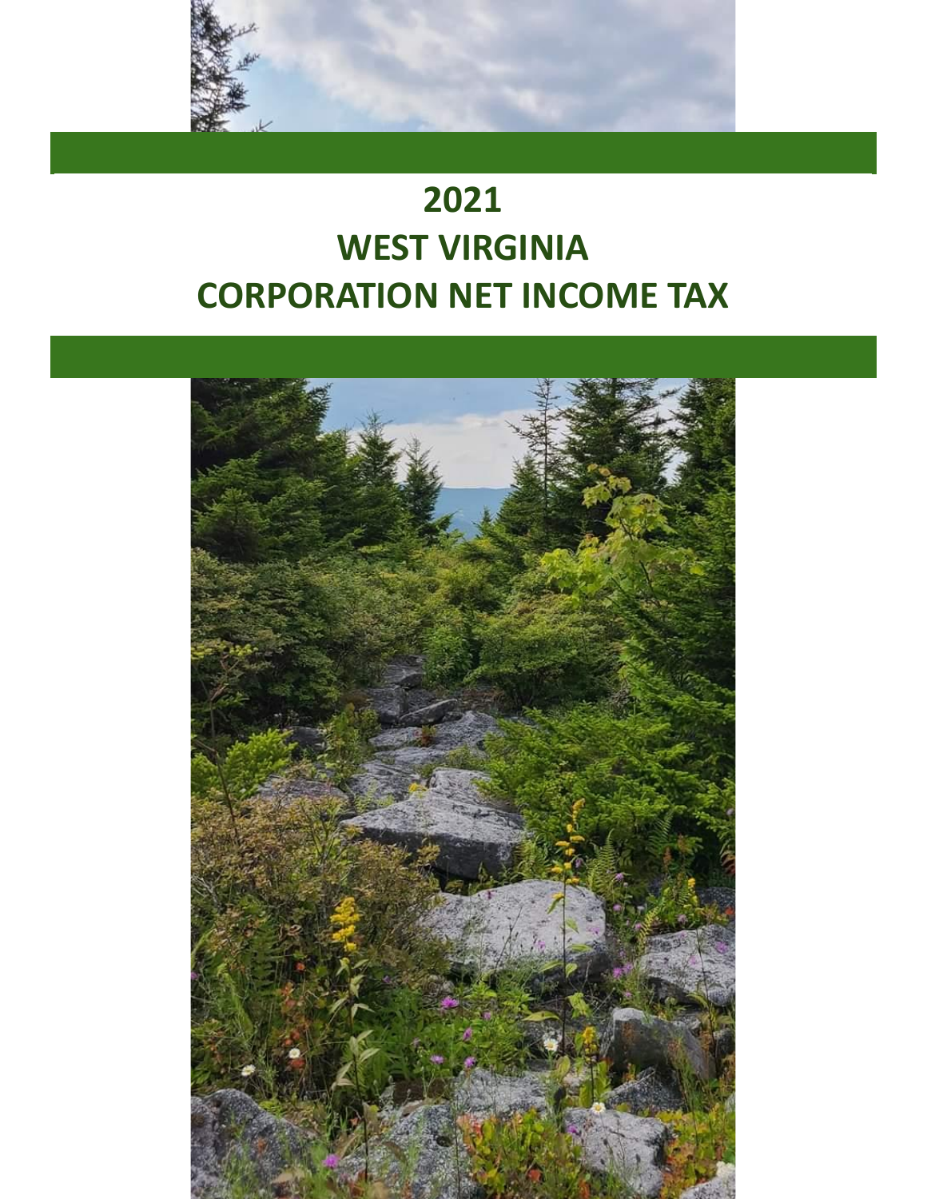# 2021
# WEST VIRGINIA
# CORPORATION NET INCOME TAX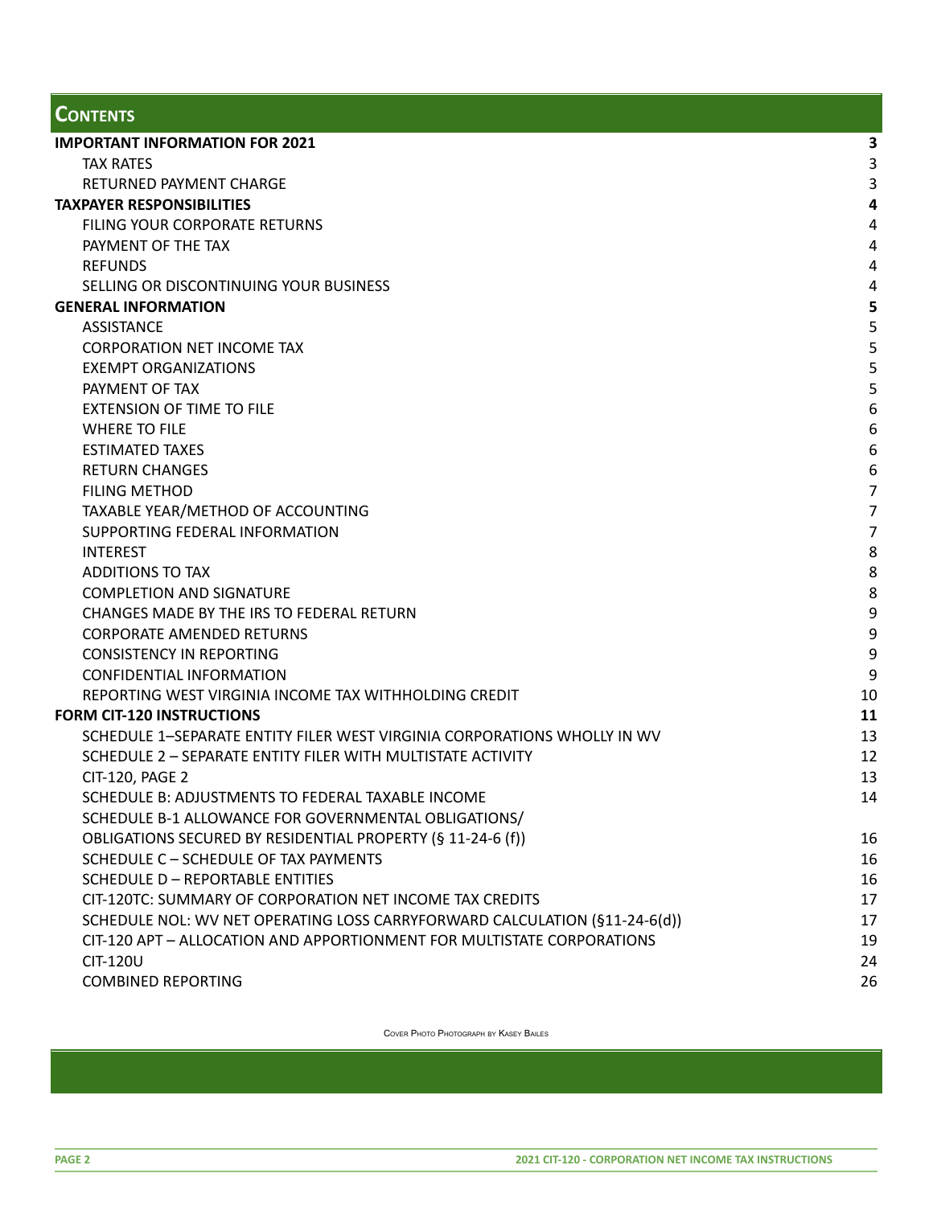# CONTENTS

| | |
|---|---|
| **IMPORTANT INFORMATION FOR 2021** | **3** |
| TAX RATES | 3 |
| RETURNED PAYMENT CHARGE | 3 |
| **TAXPAYER RESPONSIBILITIES** | **4** |
| FILING YOUR CORPORATE RETURNS | 4 |
| PAYMENT OF THE TAX | 4 |
| REFUNDS | 4 |
| SELLING OR DISCONTINUING YOUR BUSINESS | 4 |
| **GENERAL INFORMATION** | **5** |
| ASSISTANCE | 5 |
| CORPORATION NET INCOME TAX | 5 |
| EXEMPT ORGANIZATIONS | 5 |
| PAYMENT OF TAX | 5 |
| EXTENSION OF TIME TO FILE | 6 |
| WHERE TO FILE | 6 |
| ESTIMATED TAXES | 6 |
| RETURN CHANGES | 6 |
| FILING METHOD | 7 |
| TAXABLE YEAR/METHOD OF ACCOUNTING | 7 |
| SUPPORTING FEDERAL INFORMATION | 7 |
| INTEREST | 8 |
| ADDITIONS TO TAX | 8 |
| COMPLETION AND SIGNATURE | 8 |
| CHANGES MADE BY THE IRS TO FEDERAL RETURN | 9 |
| CORPORATE AMENDED RETURNS | 9 |
| CONSISTENCY IN REPORTING | 9 |
| CONFIDENTIAL INFORMATION | 9 |
| REPORTING WEST VIRGINIA INCOME TAX WITHHOLDING CREDIT | 10 |
| **FORM CIT-120 INSTRUCTIONS** | **11** |
| SCHEDULE 1–SEPARATE ENTITY FILER WEST VIRGINIA CORPORATIONS WHOLLY IN WV | 13 |
| SCHEDULE 2 – SEPARATE ENTITY FILER WITH MULTISTATE ACTIVITY | 12 |
| CIT-120, PAGE 2 | 13 |
| SCHEDULE B: ADJUSTMENTS TO FEDERAL TAXABLE INCOME | 14 |
| SCHEDULE B-1 ALLOWANCE FOR GOVERNMENTAL OBLIGATIONS/ OBLIGATIONS SECURED BY RESIDENTIAL PROPERTY (§ 11-24-6 (f)) | 16 |
| SCHEDULE C – SCHEDULE OF TAX PAYMENTS | 16 |
| SCHEDULE D – REPORTABLE ENTITIES | 16 |
| CIT-120TC: SUMMARY OF CORPORATION NET INCOME TAX CREDITS | 17 |
| SCHEDULE NOL: WV NET OPERATING LOSS CARRYFORWARD CALCULATION (§11-24-6(d)) | 17 |
| CIT-120 APT – ALLOCATION AND APPORTIONMENT FOR MULTISTATE CORPORATIONS | 19 |
| CIT-120U | 24 |
| COMBINED REPORTING | 26 |

Cover Photo Photograph by Kasey Bailes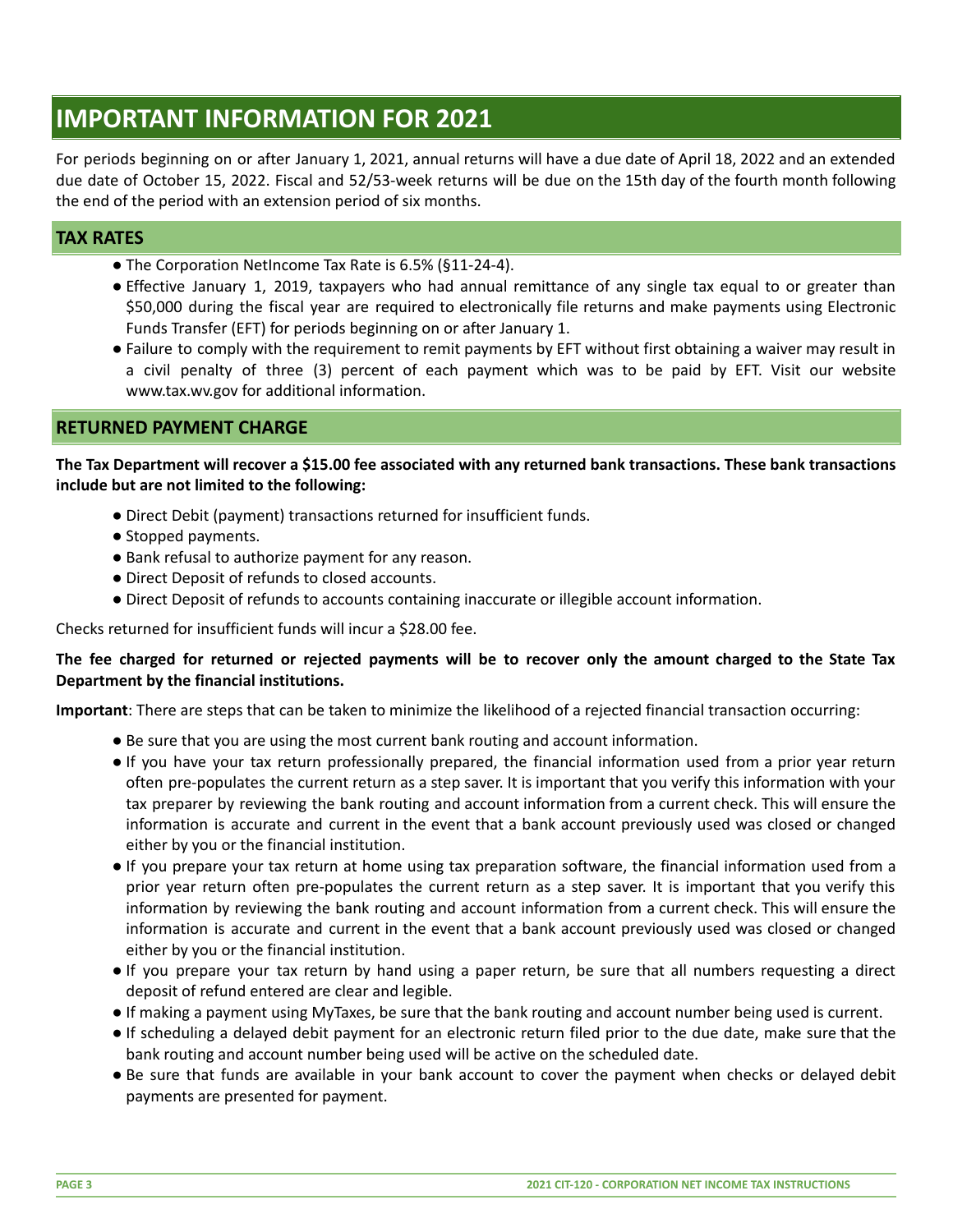# IMPORTANT INFORMATION FOR 2021

For periods beginning on or after January 1, 2021, annual returns will have a due date of April 18, 2022 and an extended due date of October 15, 2022. Fiscal and 52/53-week returns will be due on the 15th day of the fourth month following the end of the period with an extension period of six months.

## TAX RATES

- The Corporation NetIncome Tax Rate is 6.5% (§11-24-4).
- Effective January 1, 2019, taxpayers who had annual remittance of any single tax equal to or greater than $50,000 during the fiscal year are required to electronically file returns and make payments using Electronic Funds Transfer (EFT) for periods beginning on or after January 1.
- Failure to comply with the requirement to remit payments by EFT without first obtaining a waiver may result in a civil penalty of three (3) percent of each payment which was to be paid by EFT. Visit our website www.tax.wv.gov for additional information.

## RETURNED PAYMENT CHARGE

**The Tax Department will recover a $15.00 fee associated with any returned bank transactions. These bank transactions include but are not limited to the following:**

- Direct Debit (payment) transactions returned for insufficient funds.
- Stopped payments.
- Bank refusal to authorize payment for any reason.
- Direct Deposit of refunds to closed accounts.
- Direct Deposit of refunds to accounts containing inaccurate or illegible account information.

Checks returned for insufficient funds will incur a $28.00 fee.

**The fee charged for returned or rejected payments will be to recover only the amount charged to the State Tax Department by the financial institutions.**

**Important**: There are steps that can be taken to minimize the likelihood of a rejected financial transaction occurring:

- Be sure that you are using the most current bank routing and account information.
- If you have your tax return professionally prepared, the financial information used from a prior year return often pre-populates the current return as a step saver. It is important that you verify this information with your tax preparer by reviewing the bank routing and account information from a current check. This will ensure the information is accurate and current in the event that a bank account previously used was closed or changed either by you or the financial institution.
- If you prepare your tax return at home using tax preparation software, the financial information used from a prior year return often pre-populates the current return as a step saver. It is important that you verify this information by reviewing the bank routing and account information from a current check. This will ensure the information is accurate and current in the event that a bank account previously used was closed or changed either by you or the financial institution.
- If you prepare your tax return by hand using a paper return, be sure that all numbers requesting a direct deposit of refund entered are clear and legible.
- If making a payment using MyTaxes, be sure that the bank routing and account number being used is current.
- If scheduling a delayed debit payment for an electronic return filed prior to the due date, make sure that the bank routing and account number being used will be active on the scheduled date.
- Be sure that funds are available in your bank account to cover the payment when checks or delayed debit payments are presented for payment.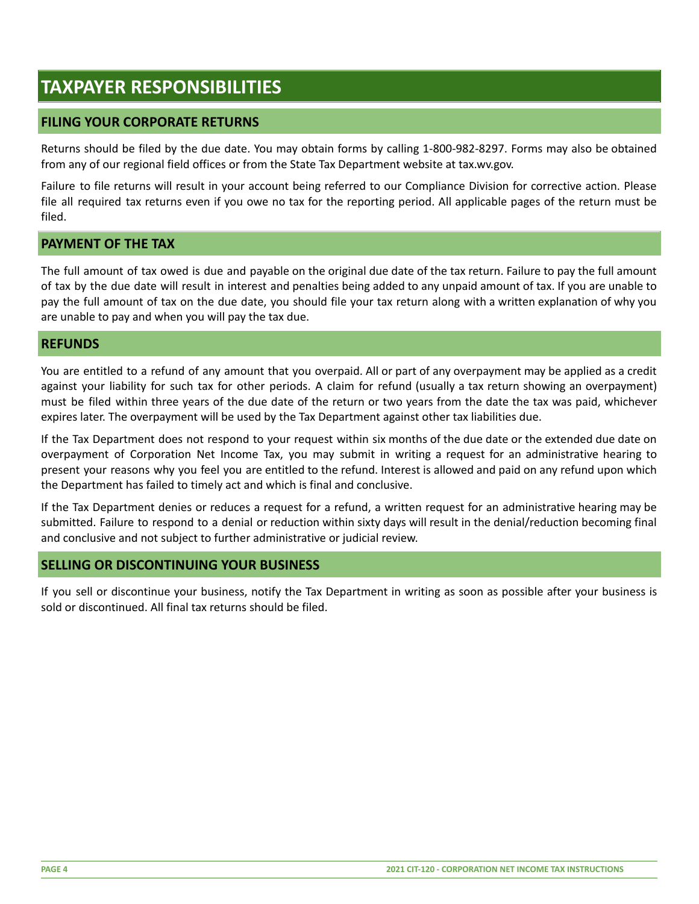# TAXPAYER RESPONSIBILITIES

## FILING YOUR CORPORATE RETURNS

Returns should be filed by the due date. You may obtain forms by calling 1-800-982-8297. Forms may also be obtained from any of our regional field offices or from the State Tax Department website at tax.wv.gov.

Failure to file returns will result in your account being referred to our Compliance Division for corrective action. Please file all required tax returns even if you owe no tax for the reporting period. All applicable pages of the return must be filed.

## PAYMENT OF THE TAX

The full amount of tax owed is due and payable on the original due date of the tax return. Failure to pay the full amount of tax by the due date will result in interest and penalties being added to any unpaid amount of tax. If you are unable to pay the full amount of tax on the due date, you should file your tax return along with a written explanation of why you are unable to pay and when you will pay the tax due.

## REFUNDS

You are entitled to a refund of any amount that you overpaid. All or part of any overpayment may be applied as a credit against your liability for such tax for other periods. A claim for refund (usually a tax return showing an overpayment) must be filed within three years of the due date of the return or two years from the date the tax was paid, whichever expires later. The overpayment will be used by the Tax Department against other tax liabilities due.

If the Tax Department does not respond to your request within six months of the due date or the extended due date on overpayment of Corporation Net Income Tax, you may submit in writing a request for an administrative hearing to present your reasons why you feel you are entitled to the refund. Interest is allowed and paid on any refund upon which the Department has failed to timely act and which is final and conclusive.

If the Tax Department denies or reduces a request for a refund, a written request for an administrative hearing may be submitted. Failure to respond to a denial or reduction within sixty days will result in the denial/reduction becoming final and conclusive and not subject to further administrative or judicial review.

## SELLING OR DISCONTINUING YOUR BUSINESS

If you sell or discontinue your business, notify the Tax Department in writing as soon as possible after your business is sold or discontinued. All final tax returns should be filed.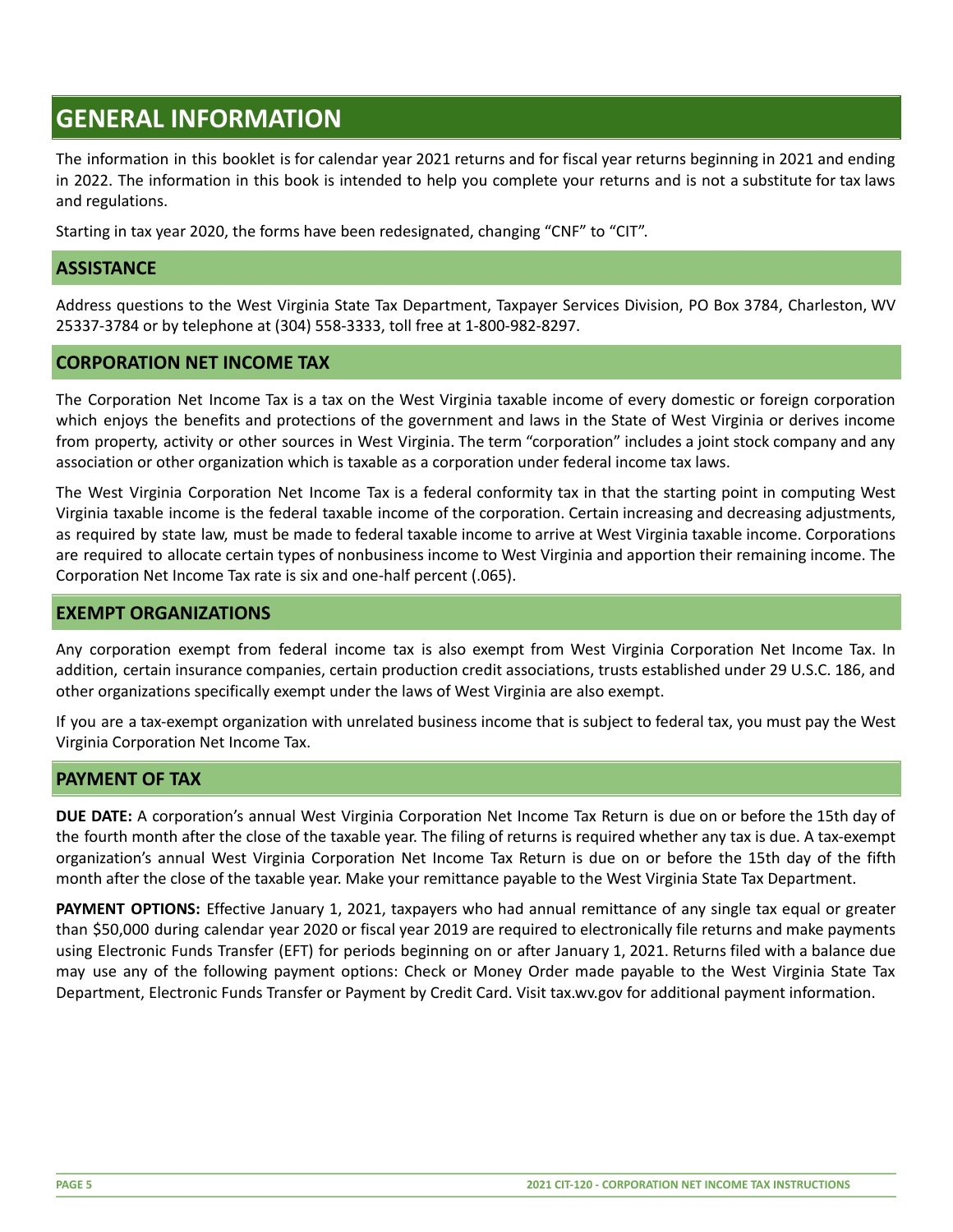# GENERAL INFORMATION

The information in this booklet is for calendar year 2021 returns and for fiscal year returns beginning in 2021 and ending in 2022. The information in this book is intended to help you complete your returns and is not a substitute for tax laws and regulations.

Starting in tax year 2020, the forms have been redesignated, changing "CNF" to "CIT".

## ASSISTANCE

Address questions to the West Virginia State Tax Department, Taxpayer Services Division, PO Box 3784, Charleston, WV 25337-3784 or by telephone at (304) 558-3333, toll free at 1-800-982-8297.

## CORPORATION NET INCOME TAX

The Corporation Net Income Tax is a tax on the West Virginia taxable income of every domestic or foreign corporation which enjoys the benefits and protections of the government and laws in the State of West Virginia or derives income from property, activity or other sources in West Virginia. The term "corporation" includes a joint stock company and any association or other organization which is taxable as a corporation under federal income tax laws.

The West Virginia Corporation Net Income Tax is a federal conformity tax in that the starting point in computing West Virginia taxable income is the federal taxable income of the corporation. Certain increasing and decreasing adjustments, as required by state law, must be made to federal taxable income to arrive at West Virginia taxable income. Corporations are required to allocate certain types of nonbusiness income to West Virginia and apportion their remaining income. The Corporation Net Income Tax rate is six and one-half percent (.065).

## EXEMPT ORGANIZATIONS

Any corporation exempt from federal income tax is also exempt from West Virginia Corporation Net Income Tax. In addition, certain insurance companies, certain production credit associations, trusts established under 29 U.S.C. 186, and other organizations specifically exempt under the laws of West Virginia are also exempt.

If you are a tax-exempt organization with unrelated business income that is subject to federal tax, you must pay the West Virginia Corporation Net Income Tax.

## PAYMENT OF TAX

**DUE DATE:** A corporation's annual West Virginia Corporation Net Income Tax Return is due on or before the 15th day of the fourth month after the close of the taxable year. The filing of returns is required whether any tax is due. A tax-exempt organization's annual West Virginia Corporation Net Income Tax Return is due on or before the 15th day of the fifth month after the close of the taxable year. Make your remittance payable to the West Virginia State Tax Department.

**PAYMENT OPTIONS:** Effective January 1, 2021, taxpayers who had annual remittance of any single tax equal or greater than $50,000 during calendar year 2020 or fiscal year 2019 are required to electronically file returns and make payments using Electronic Funds Transfer (EFT) for periods beginning on or after January 1, 2021. Returns filed with a balance due may use any of the following payment options: Check or Money Order made payable to the West Virginia State Tax Department, Electronic Funds Transfer or Payment by Credit Card. Visit tax.wv.gov for additional payment information.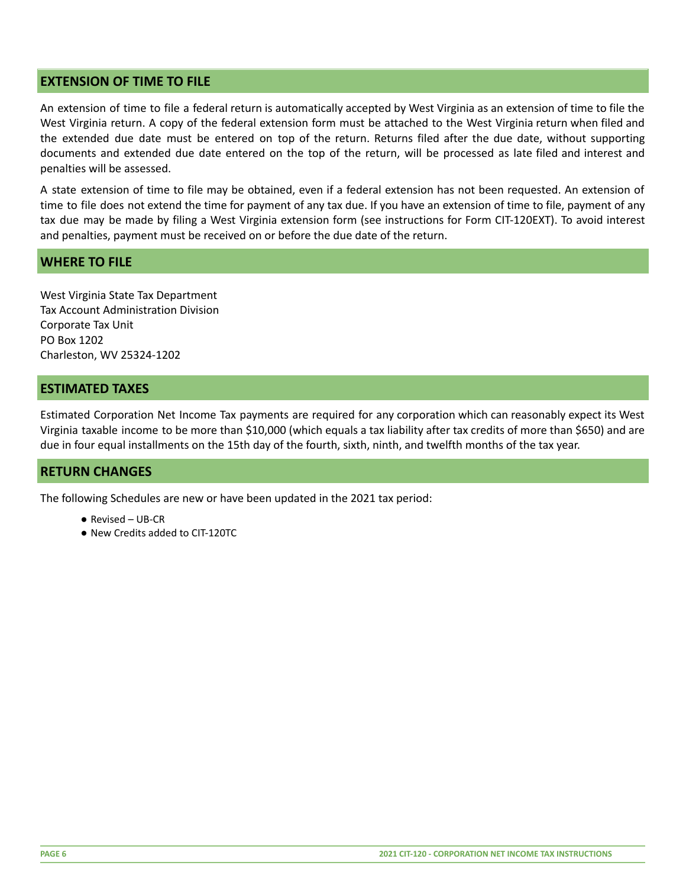## EXTENSION OF TIME TO FILE

An extension of time to file a federal return is automatically accepted by West Virginia as an extension of time to file the West Virginia return. A copy of the federal extension form must be attached to the West Virginia return when filed and the extended due date must be entered on top of the return. Returns filed after the due date, without supporting documents and extended due date entered on the top of the return, will be processed as late filed and interest and penalties will be assessed.

A state extension of time to file may be obtained, even if a federal extension has not been requested. An extension of time to file does not extend the time for payment of any tax due. If you have an extension of time to file, payment of any tax due may be made by filing a West Virginia extension form (see instructions for Form CIT-120EXT). To avoid interest and penalties, payment must be received on or before the due date of the return.

## WHERE TO FILE

West Virginia State Tax Department
Tax Account Administration Division
Corporate Tax Unit
PO Box 1202
Charleston, WV 25324-1202

## ESTIMATED TAXES

Estimated Corporation Net Income Tax payments are required for any corporation which can reasonably expect its West Virginia taxable income to be more than $10,000 (which equals a tax liability after tax credits of more than $650) and are due in four equal installments on the 15th day of the fourth, sixth, ninth, and twelfth months of the tax year.

## RETURN CHANGES

The following Schedules are new or have been updated in the 2021 tax period:

- Revised – UB-CR
- New Credits added to CIT-120TC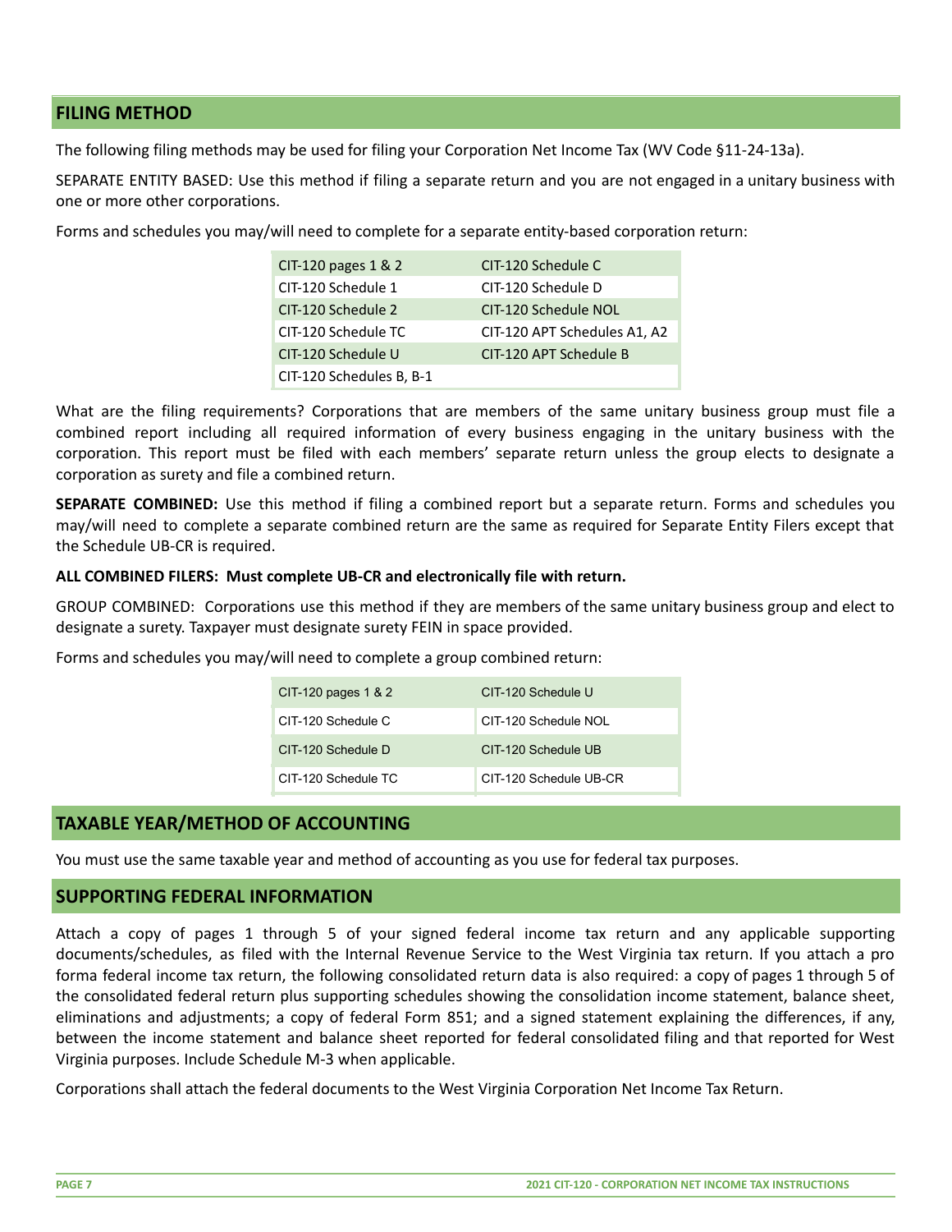## FILING METHOD

The following filing methods may be used for filing your Corporation Net Income Tax (WV Code §11-24-13a).

SEPARATE ENTITY BASED: Use this method if filing a separate return and you are not engaged in a unitary business with one or more other corporations.

Forms and schedules you may/will need to complete for a separate entity-based corporation return:

| | |
|---|---|
| CIT-120 pages 1 & 2 | CIT-120 Schedule C |
| CIT-120 Schedule 1 | CIT-120 Schedule D |
| CIT-120 Schedule 2 | CIT-120 Schedule NOL |
| CIT-120 Schedule TC | CIT-120 APT Schedules A1, A2 |
| CIT-120 Schedule U | CIT-120 APT Schedule B |
| CIT-120 Schedules B, B-1 | |

What are the filing requirements? Corporations that are members of the same unitary business group must file a combined report including all required information of every business engaging in the unitary business with the corporation. This report must be filed with each members' separate return unless the group elects to designate a corporation as surety and file a combined return.

**SEPARATE COMBINED:** Use this method if filing a combined report but a separate return. Forms and schedules you may/will need to complete a separate combined return are the same as required for Separate Entity Filers except that the Schedule UB-CR is required.

**ALL COMBINED FILERS: Must complete UB-CR and electronically file with return.**

GROUP COMBINED: Corporations use this method if they are members of the same unitary business group and elect to designate a surety. Taxpayer must designate surety FEIN in space provided.

Forms and schedules you may/will need to complete a group combined return:

| | |
|---|---|
| CIT-120 pages 1 & 2 | CIT-120 Schedule U |
| CIT-120 Schedule C | CIT-120 Schedule NOL |
| CIT-120 Schedule D | CIT-120 Schedule UB |
| CIT-120 Schedule TC | CIT-120 Schedule UB-CR |

## TAXABLE YEAR/METHOD OF ACCOUNTING

You must use the same taxable year and method of accounting as you use for federal tax purposes.

## SUPPORTING FEDERAL INFORMATION

Attach a copy of pages 1 through 5 of your signed federal income tax return and any applicable supporting documents/schedules, as filed with the Internal Revenue Service to the West Virginia tax return. If you attach a pro forma federal income tax return, the following consolidated return data is also required: a copy of pages 1 through 5 of the consolidated federal return plus supporting schedules showing the consolidation income statement, balance sheet, eliminations and adjustments; a copy of federal Form 851; and a signed statement explaining the differences, if any, between the income statement and balance sheet reported for federal consolidated filing and that reported for West Virginia purposes. Include Schedule M-3 when applicable.

Corporations shall attach the federal documents to the West Virginia Corporation Net Income Tax Return.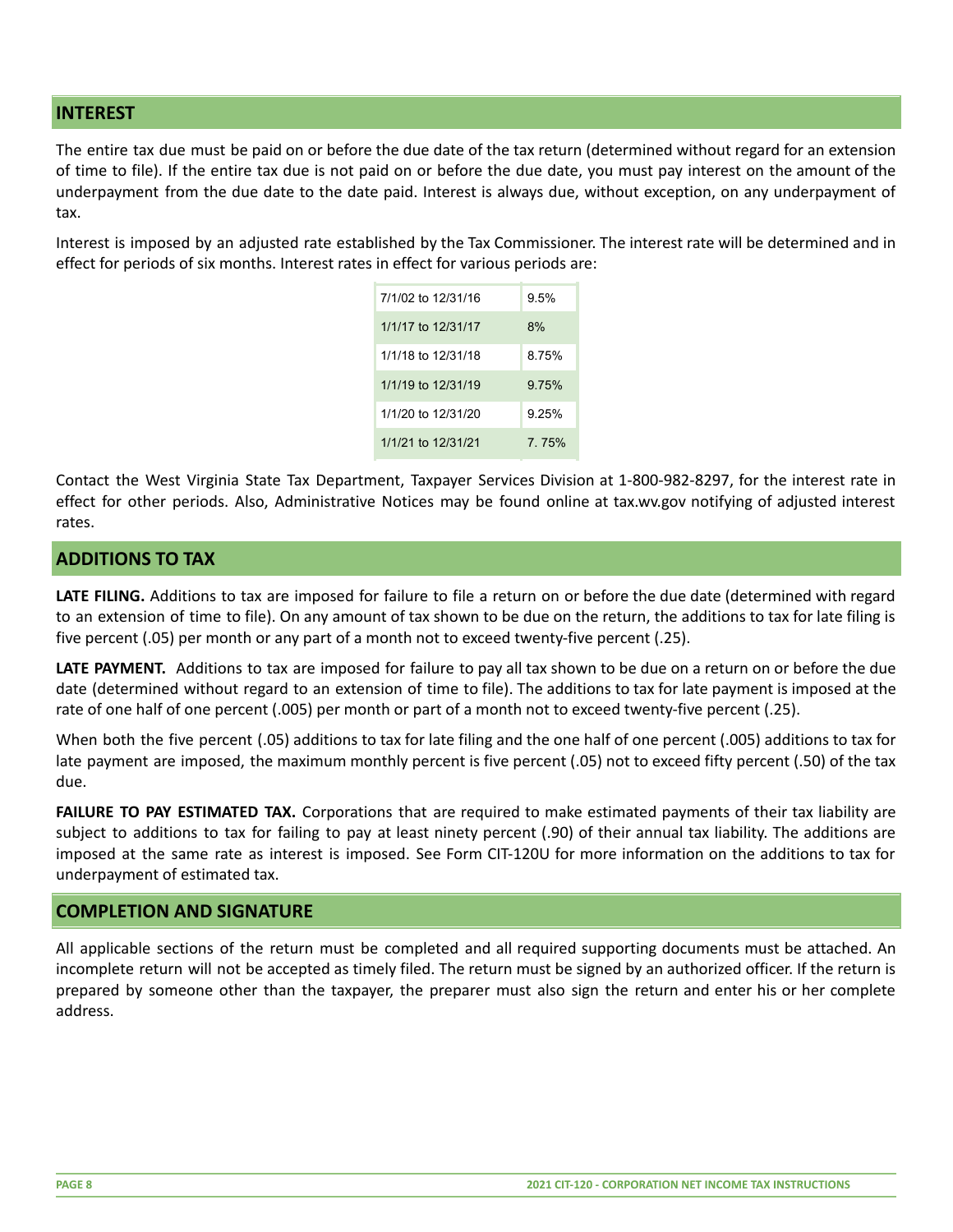## INTEREST

The entire tax due must be paid on or before the due date of the tax return (determined without regard for an extension of time to file). If the entire tax due is not paid on or before the due date, you must pay interest on the amount of the underpayment from the due date to the date paid. Interest is always due, without exception, on any underpayment of tax.

Interest is imposed by an adjusted rate established by the Tax Commissioner. The interest rate will be determined and in effect for periods of six months. Interest rates in effect for various periods are:

| Period | Rate |
|---|---|
| 7/1/02 to 12/31/16 | 9.5% |
| 1/1/17 to 12/31/17 | 8% |
| 1/1/18 to 12/31/18 | 8.75% |
| 1/1/19 to 12/31/19 | 9.75% |
| 1/1/20 to 12/31/20 | 9.25% |
| 1/1/21 to 12/31/21 | 7. 75% |

Contact the West Virginia State Tax Department, Taxpayer Services Division at 1-800-982-8297, for the interest rate in effect for other periods. Also, Administrative Notices may be found online at tax.wv.gov notifying of adjusted interest rates.

## ADDITIONS TO TAX

**LATE FILING.** Additions to tax are imposed for failure to file a return on or before the due date (determined with regard to an extension of time to file). On any amount of tax shown to be due on the return, the additions to tax for late filing is five percent (.05) per month or any part of a month not to exceed twenty-five percent (.25).

**LATE PAYMENT.** Additions to tax are imposed for failure to pay all tax shown to be due on a return on or before the due date (determined without regard to an extension of time to file). The additions to tax for late payment is imposed at the rate of one half of one percent (.005) per month or part of a month not to exceed twenty-five percent (.25).

When both the five percent (.05) additions to tax for late filing and the one half of one percent (.005) additions to tax for late payment are imposed, the maximum monthly percent is five percent (.05) not to exceed fifty percent (.50) of the tax due.

**FAILURE TO PAY ESTIMATED TAX.** Corporations that are required to make estimated payments of their tax liability are subject to additions to tax for failing to pay at least ninety percent (.90) of their annual tax liability. The additions are imposed at the same rate as interest is imposed. See Form CIT-120U for more information on the additions to tax for underpayment of estimated tax.

## COMPLETION AND SIGNATURE

All applicable sections of the return must be completed and all required supporting documents must be attached. An incomplete return will not be accepted as timely filed. The return must be signed by an authorized officer. If the return is prepared by someone other than the taxpayer, the preparer must also sign the return and enter his or her complete address.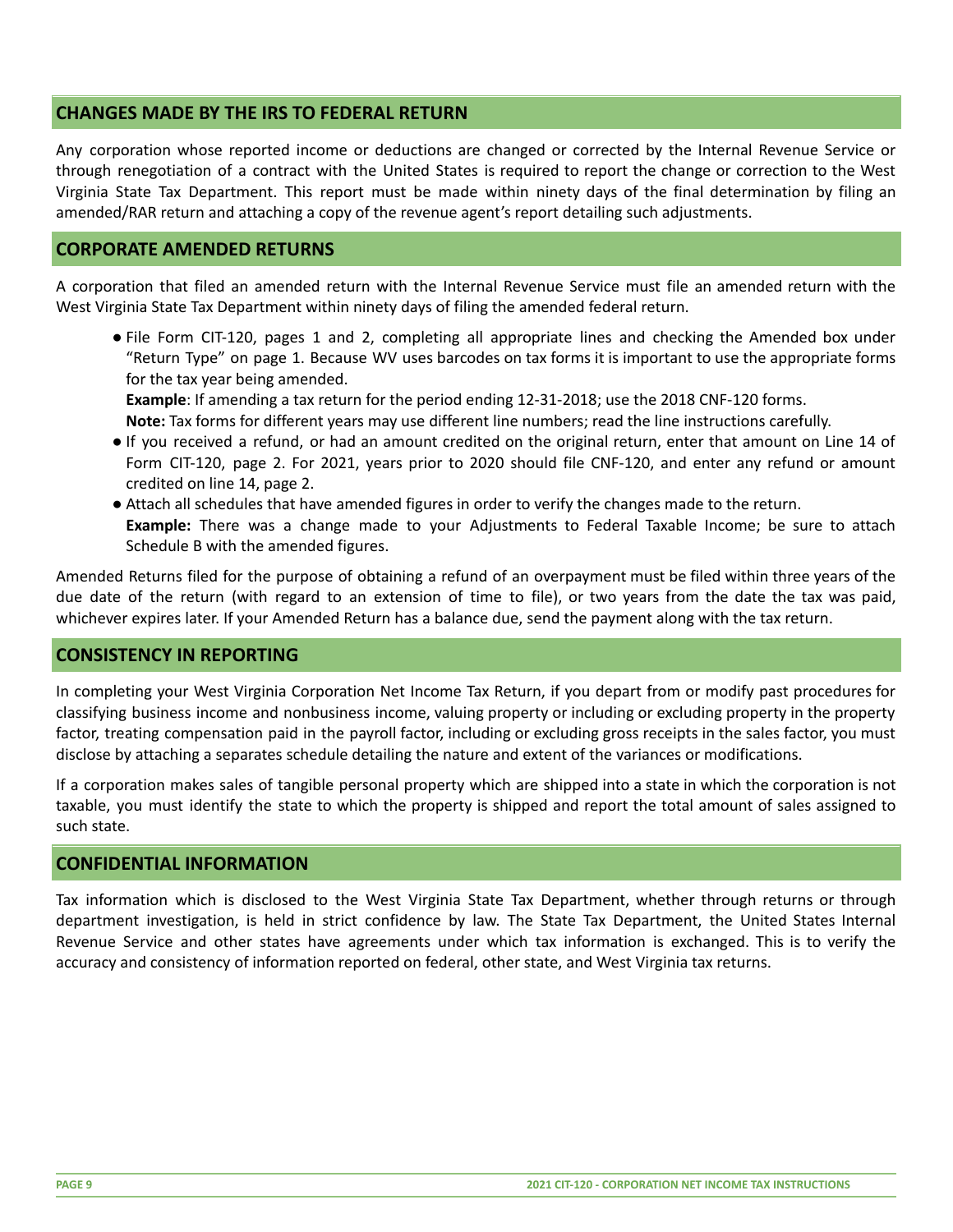## CHANGES MADE BY THE IRS TO FEDERAL RETURN

Any corporation whose reported income or deductions are changed or corrected by the Internal Revenue Service or through renegotiation of a contract with the United States is required to report the change or correction to the West Virginia State Tax Department. This report must be made within ninety days of the final determination by filing an amended/RAR return and attaching a copy of the revenue agent's report detailing such adjustments.

## CORPORATE AMENDED RETURNS

A corporation that filed an amended return with the Internal Revenue Service must file an amended return with the West Virginia State Tax Department within ninety days of filing the amended federal return.

- File Form CIT-120, pages 1 and 2, completing all appropriate lines and checking the Amended box under "Return Type" on page 1. Because WV uses barcodes on tax forms it is important to use the appropriate forms for the tax year being amended.
  **Example**: If amending a tax return for the period ending 12-31-2018; use the 2018 CNF-120 forms.
  **Note:** Tax forms for different years may use different line numbers; read the line instructions carefully.
- If you received a refund, or had an amount credited on the original return, enter that amount on Line 14 of Form CIT-120, page 2. For 2021, years prior to 2020 should file CNF-120, and enter any refund or amount credited on line 14, page 2.
- Attach all schedules that have amended figures in order to verify the changes made to the return.
  **Example:** There was a change made to your Adjustments to Federal Taxable Income; be sure to attach Schedule B with the amended figures.

Amended Returns filed for the purpose of obtaining a refund of an overpayment must be filed within three years of the due date of the return (with regard to an extension of time to file), or two years from the date the tax was paid, whichever expires later. If your Amended Return has a balance due, send the payment along with the tax return.

## CONSISTENCY IN REPORTING

In completing your West Virginia Corporation Net Income Tax Return, if you depart from or modify past procedures for classifying business income and nonbusiness income, valuing property or including or excluding property in the property factor, treating compensation paid in the payroll factor, including or excluding gross receipts in the sales factor, you must disclose by attaching a separates schedule detailing the nature and extent of the variances or modifications.

If a corporation makes sales of tangible personal property which are shipped into a state in which the corporation is not taxable, you must identify the state to which the property is shipped and report the total amount of sales assigned to such state.

## CONFIDENTIAL INFORMATION

Tax information which is disclosed to the West Virginia State Tax Department, whether through returns or through department investigation, is held in strict confidence by law. The State Tax Department, the United States Internal Revenue Service and other states have agreements under which tax information is exchanged. This is to verify the accuracy and consistency of information reported on federal, other state, and West Virginia tax returns.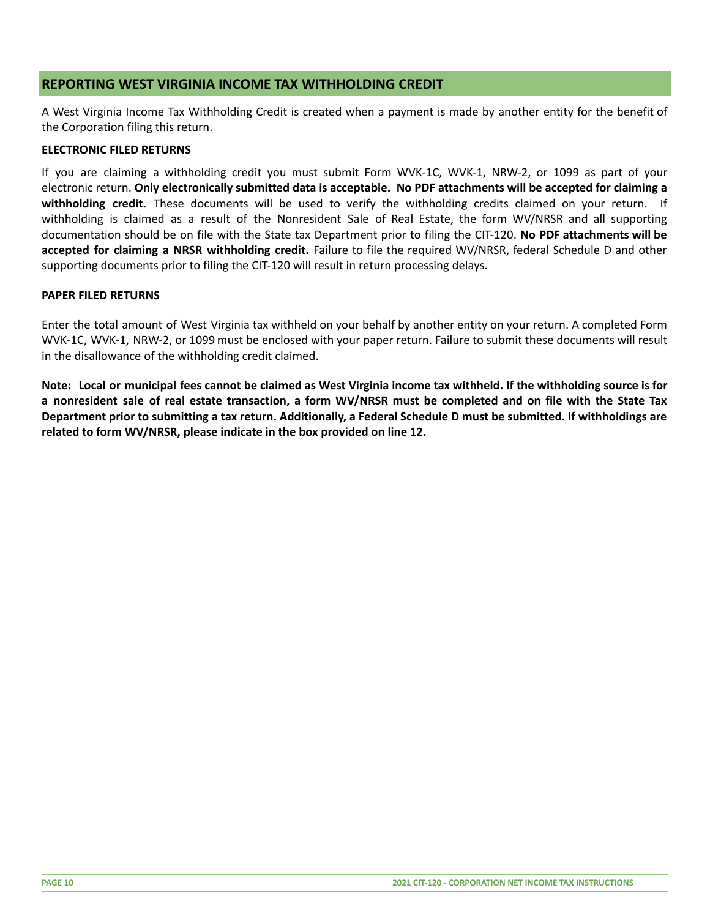## REPORTING WEST VIRGINIA INCOME TAX WITHHOLDING CREDIT

A West Virginia Income Tax Withholding Credit is created when a payment is made by another entity for the benefit of the Corporation filing this return.

**ELECTRONIC FILED RETURNS**

If you are claiming a withholding credit you must submit Form WVK-1C, WVK-1, NRW-2, or 1099 as part of your electronic return. **Only electronically submitted data is acceptable. No PDF attachments will be accepted for claiming a withholding credit.** These documents will be used to verify the withholding credits claimed on your return. If withholding is claimed as a result of the Nonresident Sale of Real Estate, the form WV/NRSR and all supporting documentation should be on file with the State tax Department prior to filing the CIT-120. **No PDF attachments will be accepted for claiming a NRSR withholding credit.** Failure to file the required WV/NRSR, federal Schedule D and other supporting documents prior to filing the CIT-120 will result in return processing delays.

**PAPER FILED RETURNS**

Enter the total amount of West Virginia tax withheld on your behalf by another entity on your return. A completed Form WVK-1C, WVK-1, NRW-2, or 1099 must be enclosed with your paper return. Failure to submit these documents will result in the disallowance of the withholding credit claimed.

**Note: Local or municipal fees cannot be claimed as West Virginia income tax withheld. If the withholding source is for a nonresident sale of real estate transaction, a form WV/NRSR must be completed and on file with the State Tax Department prior to submitting a tax return. Additionally, a Federal Schedule D must be submitted. If withholdings are related to form WV/NRSR, please indicate in the box provided on line 12.**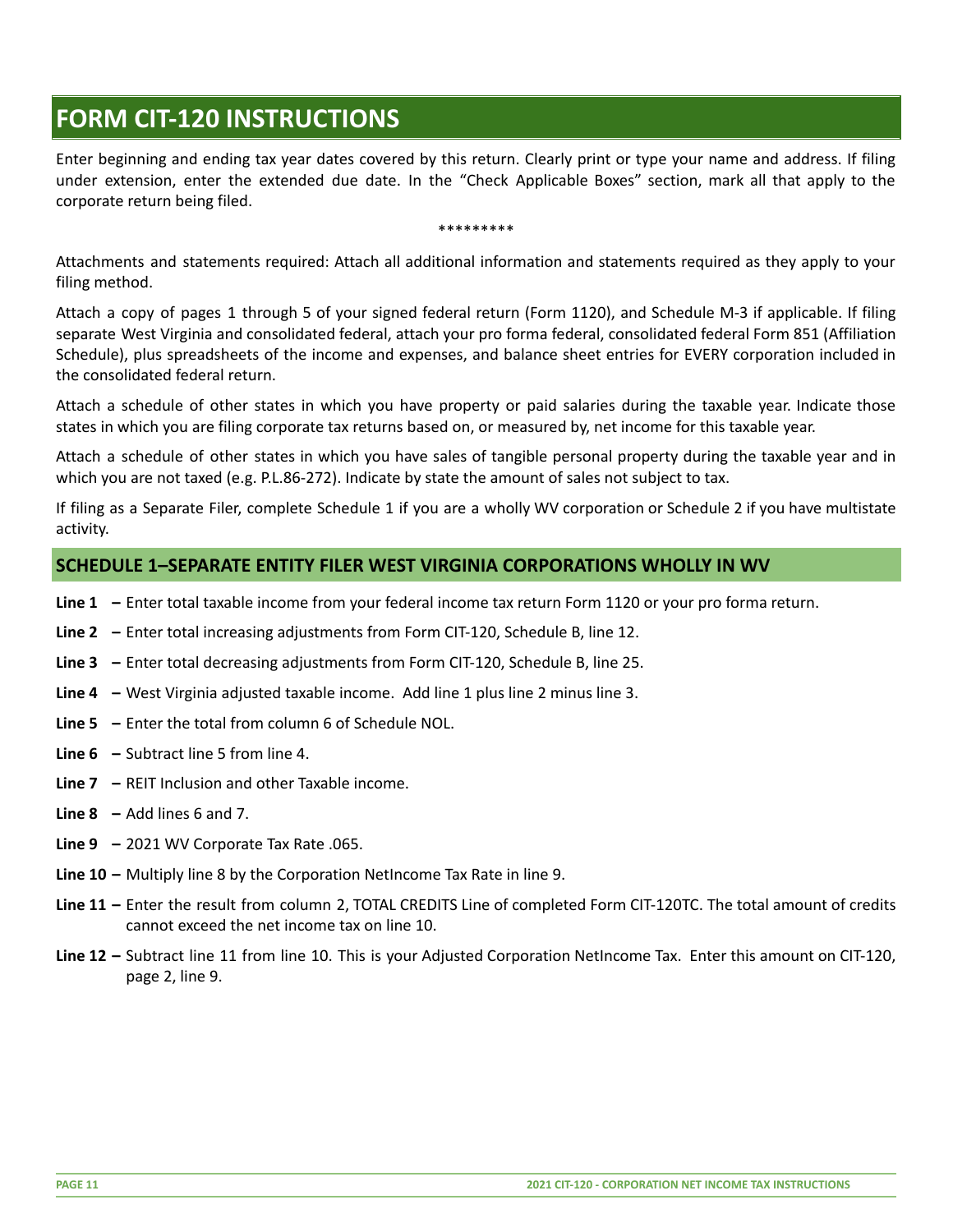# FORM CIT-120 INSTRUCTIONS

Enter beginning and ending tax year dates covered by this return. Clearly print or type your name and address. If filing under extension, enter the extended due date. In the "Check Applicable Boxes" section, mark all that apply to the corporate return being filed.

*********

Attachments and statements required: Attach all additional information and statements required as they apply to your filing method.

Attach a copy of pages 1 through 5 of your signed federal return (Form 1120), and Schedule M-3 if applicable. If filing separate West Virginia and consolidated federal, attach your pro forma federal, consolidated federal Form 851 (Affiliation Schedule), plus spreadsheets of the income and expenses, and balance sheet entries for EVERY corporation included in the consolidated federal return.

Attach a schedule of other states in which you have property or paid salaries during the taxable year. Indicate those states in which you are filing corporate tax returns based on, or measured by, net income for this taxable year.

Attach a schedule of other states in which you have sales of tangible personal property during the taxable year and in which you are not taxed (e.g. P.L.86-272). Indicate by state the amount of sales not subject to tax.

If filing as a Separate Filer, complete Schedule 1 if you are a wholly WV corporation or Schedule 2 if you have multistate activity.

## SCHEDULE 1–SEPARATE ENTITY FILER WEST VIRGINIA CORPORATIONS WHOLLY IN WV

**Line 1 –** Enter total taxable income from your federal income tax return Form 1120 or your pro forma return.

**Line 2 –** Enter total increasing adjustments from Form CIT-120, Schedule B, line 12.

**Line 3 –** Enter total decreasing adjustments from Form CIT-120, Schedule B, line 25.

**Line 4 –** West Virginia adjusted taxable income. Add line 1 plus line 2 minus line 3.

**Line 5 –** Enter the total from column 6 of Schedule NOL.

**Line 6 –** Subtract line 5 from line 4.

**Line 7 –** REIT Inclusion and other Taxable income.

**Line 8 –** Add lines 6 and 7.

**Line 9 –** 2021 WV Corporate Tax Rate .065.

**Line 10 –** Multiply line 8 by the Corporation NetIncome Tax Rate in line 9.

**Line 11 –** Enter the result from column 2, TOTAL CREDITS Line of completed Form CIT-120TC. The total amount of credits cannot exceed the net income tax on line 10.

**Line 12 –** Subtract line 11 from line 10. This is your Adjusted Corporation NetIncome Tax. Enter this amount on CIT-120, page 2, line 9.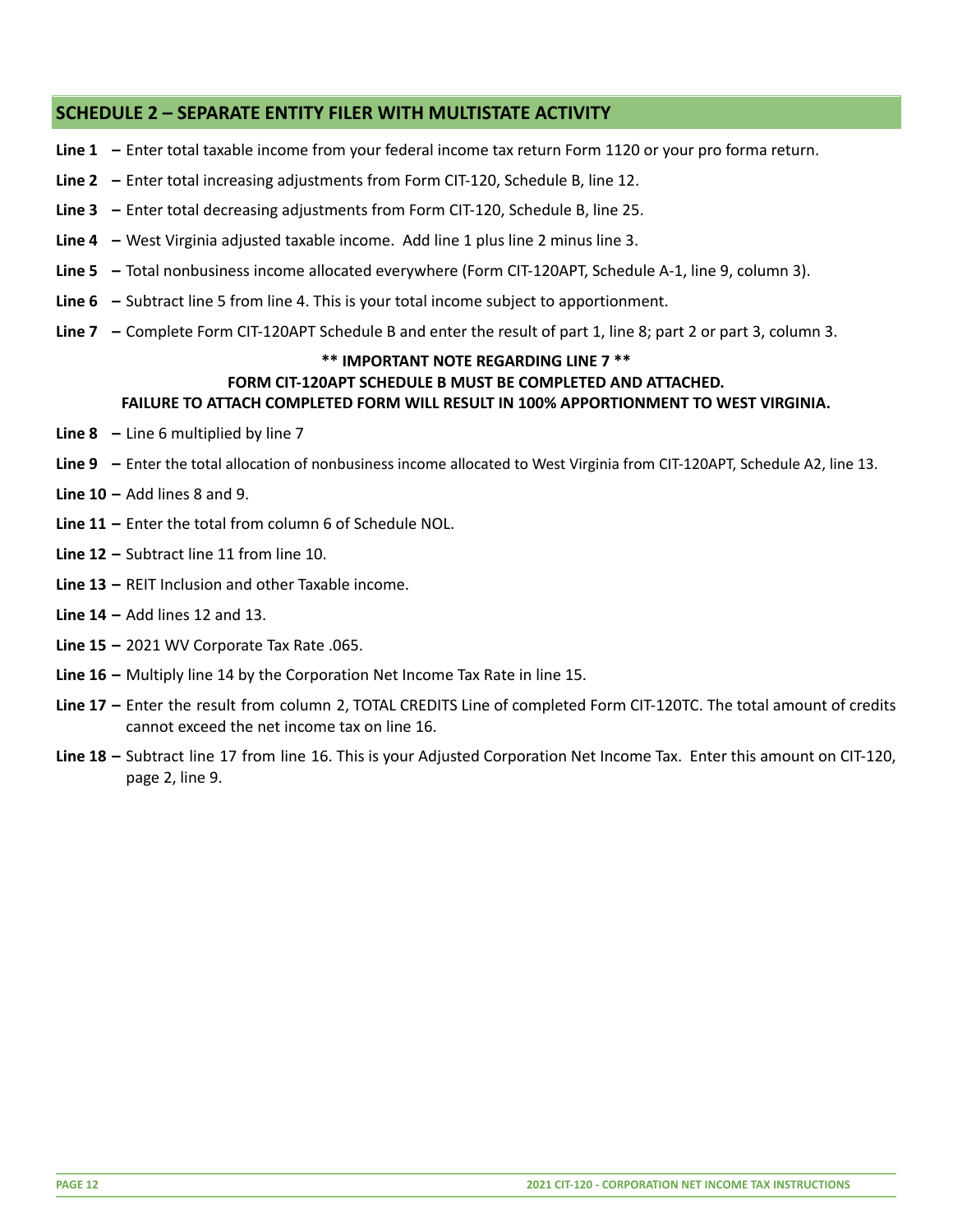## SCHEDULE 2 – SEPARATE ENTITY FILER WITH MULTISTATE ACTIVITY

**Line 1 –** Enter total taxable income from your federal income tax return Form 1120 or your pro forma return.

**Line 2 –** Enter total increasing adjustments from Form CIT-120, Schedule B, line 12.

**Line 3 –** Enter total decreasing adjustments from Form CIT-120, Schedule B, line 25.

**Line 4 –** West Virginia adjusted taxable income. Add line 1 plus line 2 minus line 3.

**Line 5 –** Total nonbusiness income allocated everywhere (Form CIT-120APT, Schedule A-1, line 9, column 3).

**Line 6 –** Subtract line 5 from line 4. This is your total income subject to apportionment.

**Line 7 –** Complete Form CIT-120APT Schedule B and enter the result of part 1, line 8; part 2 or part 3, column 3.

**\*\* IMPORTANT NOTE REGARDING LINE 7 \*\***
**FORM CIT-120APT SCHEDULE B MUST BE COMPLETED AND ATTACHED.**
**FAILURE TO ATTACH COMPLETED FORM WILL RESULT IN 100% APPORTIONMENT TO WEST VIRGINIA.**

**Line 8 –** Line 6 multiplied by line 7

**Line 9 –** Enter the total allocation of nonbusiness income allocated to West Virginia from CIT-120APT, Schedule A2, line 13.

**Line 10 –** Add lines 8 and 9.

**Line 11 –** Enter the total from column 6 of Schedule NOL.

**Line 12 –** Subtract line 11 from line 10.

**Line 13 –** REIT Inclusion and other Taxable income.

**Line 14 –** Add lines 12 and 13.

**Line 15 –** 2021 WV Corporate Tax Rate .065.

**Line 16 –** Multiply line 14 by the Corporation Net Income Tax Rate in line 15.

**Line 17 –** Enter the result from column 2, TOTAL CREDITS Line of completed Form CIT-120TC. The total amount of credits cannot exceed the net income tax on line 16.

**Line 18 –** Subtract line 17 from line 16. This is your Adjusted Corporation Net Income Tax. Enter this amount on CIT-120, page 2, line 9.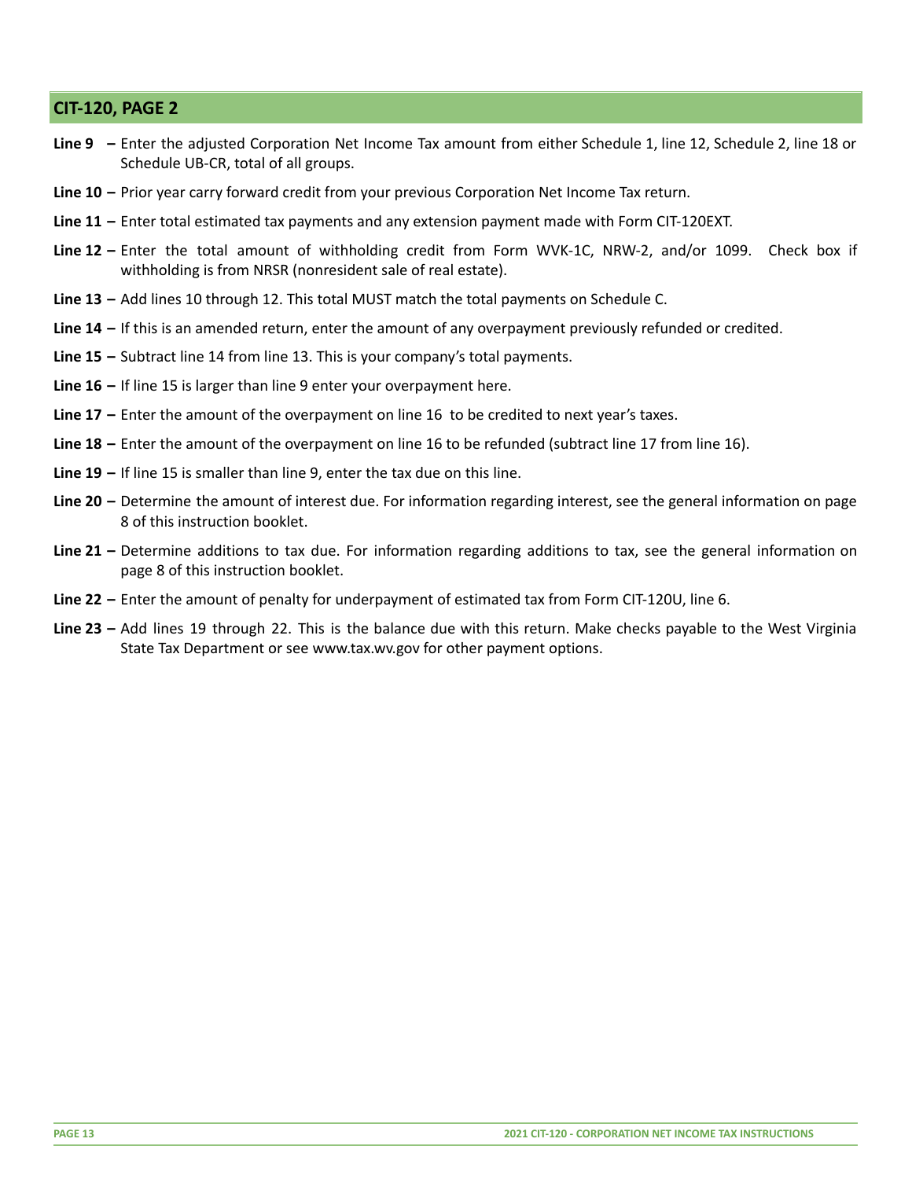## CIT-120, PAGE 2

**Line 9 –** Enter the adjusted Corporation Net Income Tax amount from either Schedule 1, line 12, Schedule 2, line 18 or Schedule UB-CR, total of all groups.

**Line 10 –** Prior year carry forward credit from your previous Corporation Net Income Tax return.

**Line 11 –** Enter total estimated tax payments and any extension payment made with Form CIT-120EXT.

**Line 12 –** Enter the total amount of withholding credit from Form WVK-1C, NRW-2, and/or 1099. Check box if withholding is from NRSR (nonresident sale of real estate).

**Line 13 –** Add lines 10 through 12. This total MUST match the total payments on Schedule C.

**Line 14 –** If this is an amended return, enter the amount of any overpayment previously refunded or credited.

**Line 15 –** Subtract line 14 from line 13. This is your company's total payments.

**Line 16 –** If line 15 is larger than line 9 enter your overpayment here.

**Line 17 –** Enter the amount of the overpayment on line 16 to be credited to next year's taxes.

**Line 18 –** Enter the amount of the overpayment on line 16 to be refunded (subtract line 17 from line 16).

**Line 19 –** If line 15 is smaller than line 9, enter the tax due on this line.

**Line 20 –** Determine the amount of interest due. For information regarding interest, see the general information on page 8 of this instruction booklet.

**Line 21 –** Determine additions to tax due. For information regarding additions to tax, see the general information on page 8 of this instruction booklet.

**Line 22 –** Enter the amount of penalty for underpayment of estimated tax from Form CIT-120U, line 6.

**Line 23 –** Add lines 19 through 22. This is the balance due with this return. Make checks payable to the West Virginia State Tax Department or see www.tax.wv.gov for other payment options.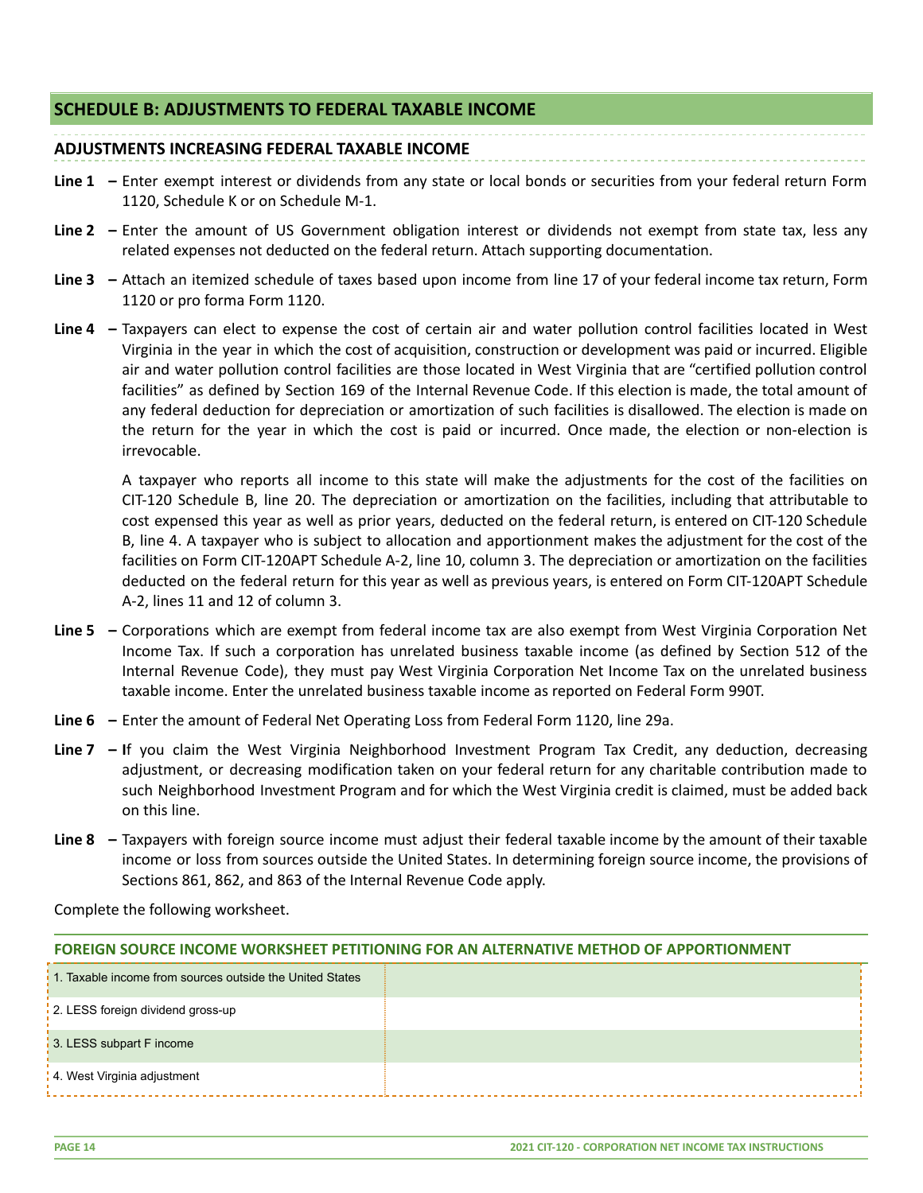## SCHEDULE B: ADJUSTMENTS TO FEDERAL TAXABLE INCOME

### ADJUSTMENTS INCREASING FEDERAL TAXABLE INCOME

**Line 1 –** Enter exempt interest or dividends from any state or local bonds or securities from your federal return Form 1120, Schedule K or on Schedule M-1.

**Line 2 –** Enter the amount of US Government obligation interest or dividends not exempt from state tax, less any related expenses not deducted on the federal return. Attach supporting documentation.

**Line 3 –** Attach an itemized schedule of taxes based upon income from line 17 of your federal income tax return, Form 1120 or pro forma Form 1120.

**Line 4 –** Taxpayers can elect to expense the cost of certain air and water pollution control facilities located in West Virginia in the year in which the cost of acquisition, construction or development was paid or incurred. Eligible air and water pollution control facilities are those located in West Virginia that are "certified pollution control facilities" as defined by Section 169 of the Internal Revenue Code. If this election is made, the total amount of any federal deduction for depreciation or amortization of such facilities is disallowed. The election is made on the return for the year in which the cost is paid or incurred. Once made, the election or non-election is irrevocable.

A taxpayer who reports all income to this state will make the adjustments for the cost of the facilities on CIT-120 Schedule B, line 20. The depreciation or amortization on the facilities, including that attributable to cost expensed this year as well as prior years, deducted on the federal return, is entered on CIT-120 Schedule B, line 4. A taxpayer who is subject to allocation and apportionment makes the adjustment for the cost of the facilities on Form CIT-120APT Schedule A-2, line 10, column 3. The depreciation or amortization on the facilities deducted on the federal return for this year as well as previous years, is entered on Form CIT-120APT Schedule A-2, lines 11 and 12 of column 3.

**Line 5 –** Corporations which are exempt from federal income tax are also exempt from West Virginia Corporation Net Income Tax. If such a corporation has unrelated business taxable income (as defined by Section 512 of the Internal Revenue Code), they must pay West Virginia Corporation Net Income Tax on the unrelated business taxable income. Enter the unrelated business taxable income as reported on Federal Form 990T.

**Line 6 –** Enter the amount of Federal Net Operating Loss from Federal Form 1120, line 29a.

**Line 7 –** If you claim the West Virginia Neighborhood Investment Program Tax Credit, any deduction, decreasing adjustment, or decreasing modification taken on your federal return for any charitable contribution made to such Neighborhood Investment Program and for which the West Virginia credit is claimed, must be added back on this line.

**Line 8 –** Taxpayers with foreign source income must adjust their federal taxable income by the amount of their taxable income or loss from sources outside the United States. In determining foreign source income, the provisions of Sections 861, 862, and 863 of the Internal Revenue Code apply.

Complete the following worksheet.

#### FOREIGN SOURCE INCOME WORKSHEET PETITIONING FOR AN ALTERNATIVE METHOD OF APPORTIONMENT

| | |
|---|---|
| 1. Taxable income from sources outside the United States | |
| 2. LESS foreign dividend gross-up | |
| 3. LESS subpart F income | |
| 4. West Virginia adjustment | |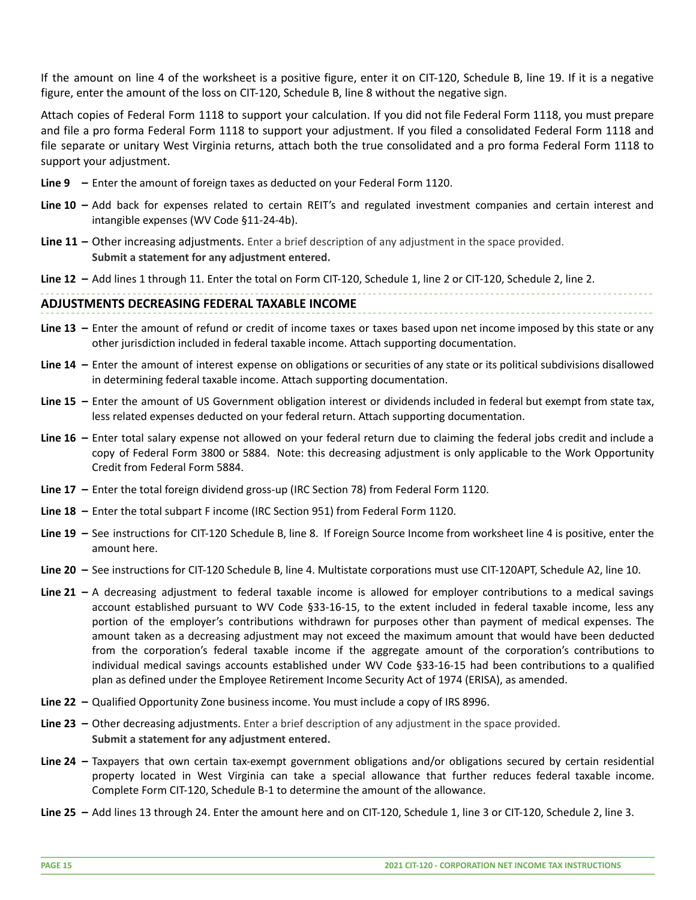If the amount on line 4 of the worksheet is a positive figure, enter it on CIT-120, Schedule B, line 19. If it is a negative figure, enter the amount of the loss on CIT-120, Schedule B, line 8 without the negative sign.

Attach copies of Federal Form 1118 to support your calculation. If you did not file Federal Form 1118, you must prepare and file a pro forma Federal Form 1118 to support your adjustment. If you filed a consolidated Federal Form 1118 and file separate or unitary West Virginia returns, attach both the true consolidated and a pro forma Federal Form 1118 to support your adjustment.

**Line 9 –** Enter the amount of foreign taxes as deducted on your Federal Form 1120.

**Line 10 –** Add back for expenses related to certain REIT's and regulated investment companies and certain interest and intangible expenses (WV Code §11-24-4b).

**Line 11 –** Other increasing adjustments. Enter a brief description of any adjustment in the space provided. **Submit a statement for any adjustment entered.**

**Line 12 –** Add lines 1 through 11. Enter the total on Form CIT-120, Schedule 1, line 2 or CIT-120, Schedule 2, line 2.

## ADJUSTMENTS DECREASING FEDERAL TAXABLE INCOME

**Line 13 –** Enter the amount of refund or credit of income taxes or taxes based upon net income imposed by this state or any other jurisdiction included in federal taxable income. Attach supporting documentation.

**Line 14 –** Enter the amount of interest expense on obligations or securities of any state or its political subdivisions disallowed in determining federal taxable income. Attach supporting documentation.

**Line 15 –** Enter the amount of US Government obligation interest or dividends included in federal but exempt from state tax, less related expenses deducted on your federal return. Attach supporting documentation.

**Line 16 –** Enter total salary expense not allowed on your federal return due to claiming the federal jobs credit and include a copy of Federal Form 3800 or 5884. Note: this decreasing adjustment is only applicable to the Work Opportunity Credit from Federal Form 5884.

**Line 17 –** Enter the total foreign dividend gross-up (IRC Section 78) from Federal Form 1120.

**Line 18 –** Enter the total subpart F income (IRC Section 951) from Federal Form 1120.

**Line 19 –** See instructions for CIT-120 Schedule B, line 8. If Foreign Source Income from worksheet line 4 is positive, enter the amount here.

**Line 20 –** See instructions for CIT-120 Schedule B, line 4. Multistate corporations must use CIT-120APT, Schedule A2, line 10.

**Line 21 –** A decreasing adjustment to federal taxable income is allowed for employer contributions to a medical savings account established pursuant to WV Code §33-16-15, to the extent included in federal taxable income, less any portion of the employer's contributions withdrawn for purposes other than payment of medical expenses. The amount taken as a decreasing adjustment may not exceed the maximum amount that would have been deducted from the corporation's federal taxable income if the aggregate amount of the corporation's contributions to individual medical savings accounts established under WV Code §33-16-15 had been contributions to a qualified plan as defined under the Employee Retirement Income Security Act of 1974 (ERISA), as amended.

**Line 22 –** Qualified Opportunity Zone business income. You must include a copy of IRS 8996.

**Line 23 –** Other decreasing adjustments. Enter a brief description of any adjustment in the space provided. **Submit a statement for any adjustment entered.**

**Line 24 –** Taxpayers that own certain tax-exempt government obligations and/or obligations secured by certain residential property located in West Virginia can take a special allowance that further reduces federal taxable income. Complete Form CIT-120, Schedule B-1 to determine the amount of the allowance.

**Line 25 –** Add lines 13 through 24. Enter the amount here and on CIT-120, Schedule 1, line 3 or CIT-120, Schedule 2, line 3.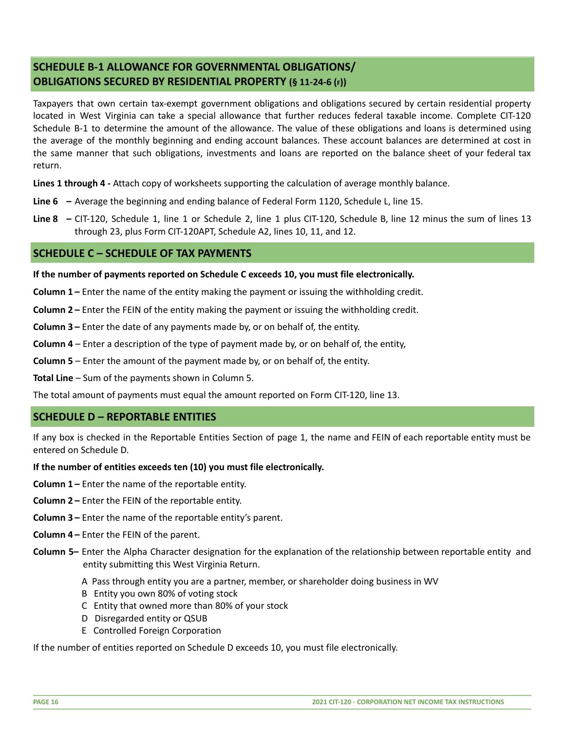## SCHEDULE B-1 ALLOWANCE FOR GOVERNMENTAL OBLIGATIONS/ OBLIGATIONS SECURED BY RESIDENTIAL PROPERTY (§ 11-24-6 (F))

Taxpayers that own certain tax-exempt government obligations and obligations secured by certain residential property located in West Virginia can take a special allowance that further reduces federal taxable income. Complete CIT-120 Schedule B-1 to determine the amount of the allowance. The value of these obligations and loans is determined using the average of the monthly beginning and ending account balances. These account balances are determined at cost in the same manner that such obligations, investments and loans are reported on the balance sheet of your federal tax return.

**Lines 1 through 4 -** Attach copy of worksheets supporting the calculation of average monthly balance.

**Line 6 –** Average the beginning and ending balance of Federal Form 1120, Schedule L, line 15.

**Line 8 –** CIT-120, Schedule 1, line 1 or Schedule 2, line 1 plus CIT-120, Schedule B, line 12 minus the sum of lines 13 through 23, plus Form CIT-120APT, Schedule A2, lines 10, 11, and 12.

## SCHEDULE C – SCHEDULE OF TAX PAYMENTS

**If the number of payments reported on Schedule C exceeds 10, you must file electronically.**

**Column 1 –** Enter the name of the entity making the payment or issuing the withholding credit.

**Column 2 –** Enter the FEIN of the entity making the payment or issuing the withholding credit.

**Column 3 –** Enter the date of any payments made by, or on behalf of, the entity.

**Column 4** – Enter a description of the type of payment made by, or on behalf of, the entity,

**Column 5** – Enter the amount of the payment made by, or on behalf of, the entity.

**Total Line** – Sum of the payments shown in Column 5.

The total amount of payments must equal the amount reported on Form CIT-120, line 13.

## SCHEDULE D – REPORTABLE ENTITIES

If any box is checked in the Reportable Entities Section of page 1, the name and FEIN of each reportable entity must be entered on Schedule D.

**If the number of entities exceeds ten (10) you must file electronically.**

**Column 1 –** Enter the name of the reportable entity.

**Column 2 –** Enter the FEIN of the reportable entity.

**Column 3 –** Enter the name of the reportable entity's parent.

**Column 4 –** Enter the FEIN of the parent.

**Column 5–** Enter the Alpha Character designation for the explanation of the relationship between reportable entity and entity submitting this West Virginia Return.

- A Pass through entity you are a partner, member, or shareholder doing business in WV
- B Entity you own 80% of voting stock
- C Entity that owned more than 80% of your stock
- D Disregarded entity or QSUB
- E Controlled Foreign Corporation

If the number of entities reported on Schedule D exceeds 10, you must file electronically.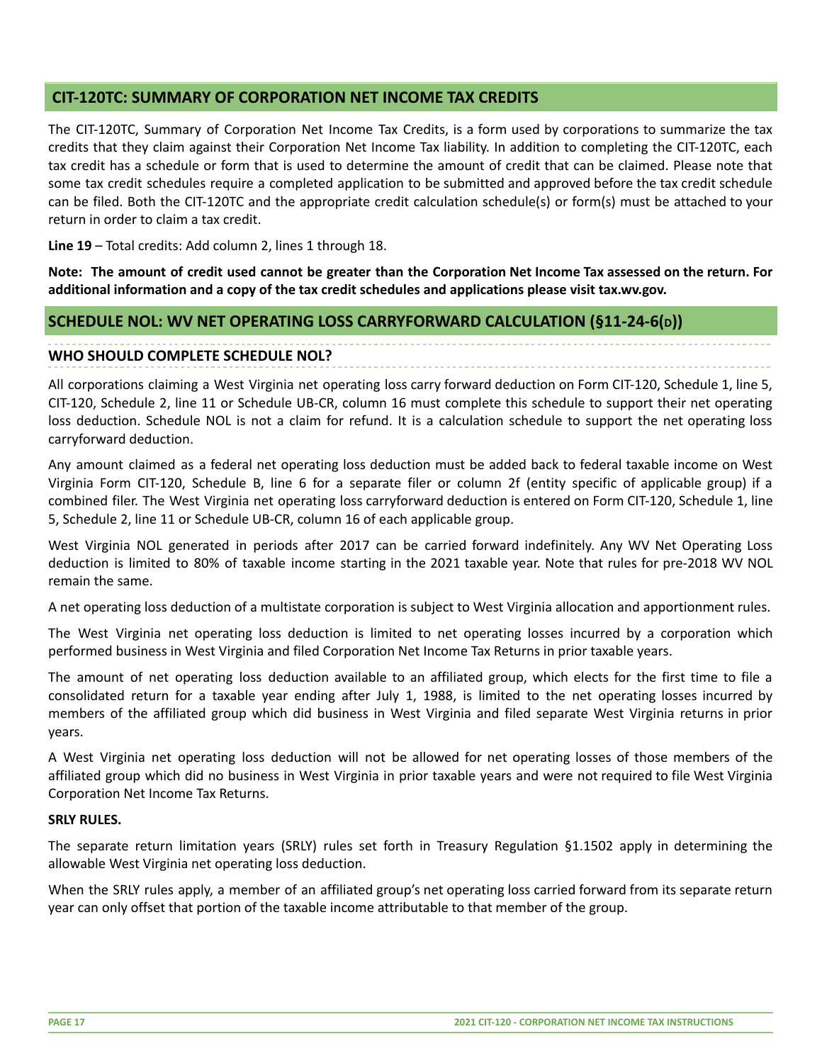## CIT-120TC: SUMMARY OF CORPORATION NET INCOME TAX CREDITS

The CIT-120TC, Summary of Corporation Net Income Tax Credits, is a form used by corporations to summarize the tax credits that they claim against their Corporation Net Income Tax liability. In addition to completing the CIT-120TC, each tax credit has a schedule or form that is used to determine the amount of credit that can be claimed. Please note that some tax credit schedules require a completed application to be submitted and approved before the tax credit schedule can be filed. Both the CIT-120TC and the appropriate credit calculation schedule(s) or form(s) must be attached to your return in order to claim a tax credit.

**Line 19** – Total credits: Add column 2, lines 1 through 18.

**Note: The amount of credit used cannot be greater than the Corporation Net Income Tax assessed on the return. For additional information and a copy of the tax credit schedules and applications please visit tax.wv.gov.**

## SCHEDULE NOL: WV NET OPERATING LOSS CARRYFORWARD CALCULATION (§11-24-6(D))

### WHO SHOULD COMPLETE SCHEDULE NOL?

All corporations claiming a West Virginia net operating loss carry forward deduction on Form CIT-120, Schedule 1, line 5, CIT-120, Schedule 2, line 11 or Schedule UB-CR, column 16 must complete this schedule to support their net operating loss deduction. Schedule NOL is not a claim for refund. It is a calculation schedule to support the net operating loss carryforward deduction.

Any amount claimed as a federal net operating loss deduction must be added back to federal taxable income on West Virginia Form CIT-120, Schedule B, line 6 for a separate filer or column 2f (entity specific of applicable group) if a combined filer. The West Virginia net operating loss carryforward deduction is entered on Form CIT-120, Schedule 1, line 5, Schedule 2, line 11 or Schedule UB-CR, column 16 of each applicable group.

West Virginia NOL generated in periods after 2017 can be carried forward indefinitely. Any WV Net Operating Loss deduction is limited to 80% of taxable income starting in the 2021 taxable year. Note that rules for pre-2018 WV NOL remain the same.

A net operating loss deduction of a multistate corporation is subject to West Virginia allocation and apportionment rules.

The West Virginia net operating loss deduction is limited to net operating losses incurred by a corporation which performed business in West Virginia and filed Corporation Net Income Tax Returns in prior taxable years.

The amount of net operating loss deduction available to an affiliated group, which elects for the first time to file a consolidated return for a taxable year ending after July 1, 1988, is limited to the net operating losses incurred by members of the affiliated group which did business in West Virginia and filed separate West Virginia returns in prior years.

A West Virginia net operating loss deduction will not be allowed for net operating losses of those members of the affiliated group which did no business in West Virginia in prior taxable years and were not required to file West Virginia Corporation Net Income Tax Returns.

**SRLY RULES.**

The separate return limitation years (SRLY) rules set forth in Treasury Regulation §1.1502 apply in determining the allowable West Virginia net operating loss deduction.

When the SRLY rules apply, a member of an affiliated group's net operating loss carried forward from its separate return year can only offset that portion of the taxable income attributable to that member of the group.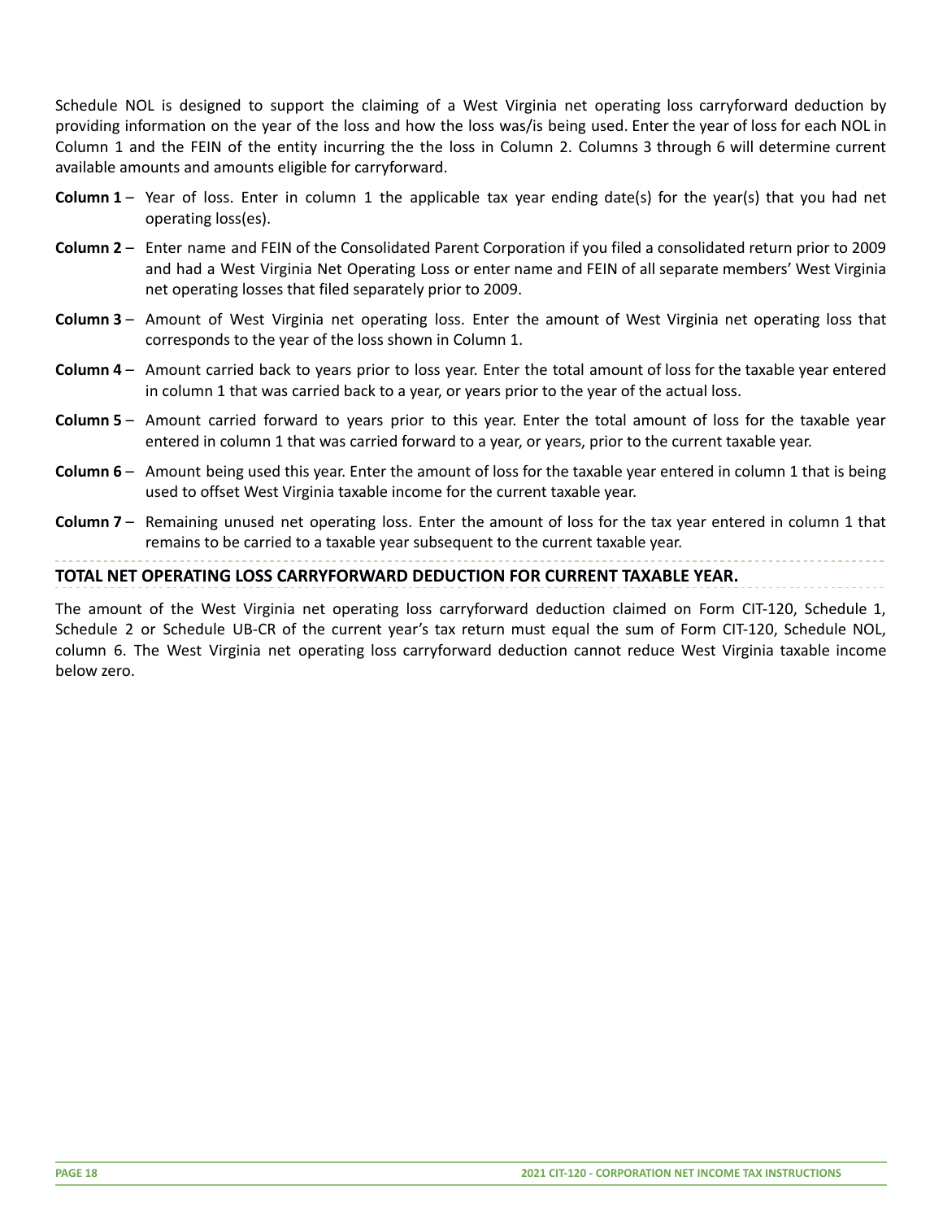Schedule NOL is designed to support the claiming of a West Virginia net operating loss carryforward deduction by providing information on the year of the loss and how the loss was/is being used. Enter the year of loss for each NOL in Column 1 and the FEIN of the entity incurring the the loss in Column 2. Columns 3 through 6 will determine current available amounts and amounts eligible for carryforward.

**Column 1** – Year of loss. Enter in column 1 the applicable tax year ending date(s) for the year(s) that you had net operating loss(es).

**Column 2** – Enter name and FEIN of the Consolidated Parent Corporation if you filed a consolidated return prior to 2009 and had a West Virginia Net Operating Loss or enter name and FEIN of all separate members' West Virginia net operating losses that filed separately prior to 2009.

**Column 3** – Amount of West Virginia net operating loss. Enter the amount of West Virginia net operating loss that corresponds to the year of the loss shown in Column 1.

**Column 4** – Amount carried back to years prior to loss year. Enter the total amount of loss for the taxable year entered in column 1 that was carried back to a year, or years prior to the year of the actual loss.

**Column 5** – Amount carried forward to years prior to this year. Enter the total amount of loss for the taxable year entered in column 1 that was carried forward to a year, or years, prior to the current taxable year.

**Column 6** – Amount being used this year. Enter the amount of loss for the taxable year entered in column 1 that is being used to offset West Virginia taxable income for the current taxable year.

**Column 7** – Remaining unused net operating loss. Enter the amount of loss for the tax year entered in column 1 that remains to be carried to a taxable year subsequent to the current taxable year.

## TOTAL NET OPERATING LOSS CARRYFORWARD DEDUCTION FOR CURRENT TAXABLE YEAR.

The amount of the West Virginia net operating loss carryforward deduction claimed on Form CIT-120, Schedule 1, Schedule 2 or Schedule UB-CR of the current year's tax return must equal the sum of Form CIT-120, Schedule NOL, column 6. The West Virginia net operating loss carryforward deduction cannot reduce West Virginia taxable income below zero.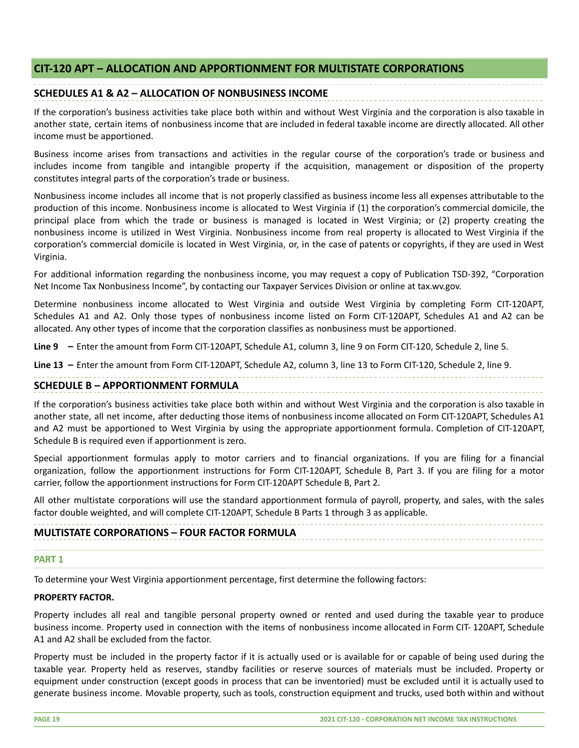# CIT-120 APT – ALLOCATION AND APPORTIONMENT FOR MULTISTATE CORPORATIONS

## SCHEDULES A1 & A2 – ALLOCATION OF NONBUSINESS INCOME

If the corporation's business activities take place both within and without West Virginia and the corporation is also taxable in another state, certain items of nonbusiness income that are included in federal taxable income are directly allocated. All other income must be apportioned.

Business income arises from transactions and activities in the regular course of the corporation's trade or business and includes income from tangible and intangible property if the acquisition, management or disposition of the property constitutes integral parts of the corporation's trade or business.

Nonbusiness income includes all income that is not properly classified as business income less all expenses attributable to the production of this income. Nonbusiness income is allocated to West Virginia if (1) the corporation's commercial domicile, the principal place from which the trade or business is managed is located in West Virginia; or (2) property creating the nonbusiness income is utilized in West Virginia. Nonbusiness income from real property is allocated to West Virginia if the corporation's commercial domicile is located in West Virginia, or, in the case of patents or copyrights, if they are used in West Virginia.

For additional information regarding the nonbusiness income, you may request a copy of Publication TSD-392, "Corporation Net Income Tax Nonbusiness Income", by contacting our Taxpayer Services Division or online at tax.wv.gov.

Determine nonbusiness income allocated to West Virginia and outside West Virginia by completing Form CIT-120APT, Schedules A1 and A2. Only those types of nonbusiness income listed on Form CIT-120APT, Schedules A1 and A2 can be allocated. Any other types of income that the corporation classifies as nonbusiness must be apportioned.

**Line 9 –** Enter the amount from Form CIT-120APT, Schedule A1, column 3, line 9 on Form CIT-120, Schedule 2, line 5.

**Line 13 –** Enter the amount from Form CIT-120APT, Schedule A2, column 3, line 13 to Form CIT-120, Schedule 2, line 9.

## SCHEDULE B – APPORTIONMENT FORMULA

If the corporation's business activities take place both within and without West Virginia and the corporation is also taxable in another state, all net income, after deducting those items of nonbusiness income allocated on Form CIT-120APT, Schedules A1 and A2 must be apportioned to West Virginia by using the appropriate apportionment formula. Completion of CIT-120APT, Schedule B is required even if apportionment is zero.

Special apportionment formulas apply to motor carriers and to financial organizations. If you are filing for a financial organization, follow the apportionment instructions for Form CIT-120APT, Schedule B, Part 3. If you are filing for a motor carrier, follow the apportionment instructions for Form CIT-120APT Schedule B, Part 2.

All other multistate corporations will use the standard apportionment formula of payroll, property, and sales, with the sales factor double weighted, and will complete CIT-120APT, Schedule B Parts 1 through 3 as applicable.

## MULTISTATE CORPORATIONS – FOUR FACTOR FORMULA

### PART 1

To determine your West Virginia apportionment percentage, first determine the following factors:

**PROPERTY FACTOR.**

Property includes all real and tangible personal property owned or rented and used during the taxable year to produce business income. Property used in connection with the items of nonbusiness income allocated in Form CIT- 120APT, Schedule A1 and A2 shall be excluded from the factor.

Property must be included in the property factor if it is actually used or is available for or capable of being used during the taxable year. Property held as reserves, standby facilities or reserve sources of materials must be included. Property or equipment under construction (except goods in process that can be inventoried) must be excluded until it is actually used to generate business income. Movable property, such as tools, construction equipment and trucks, used both within and without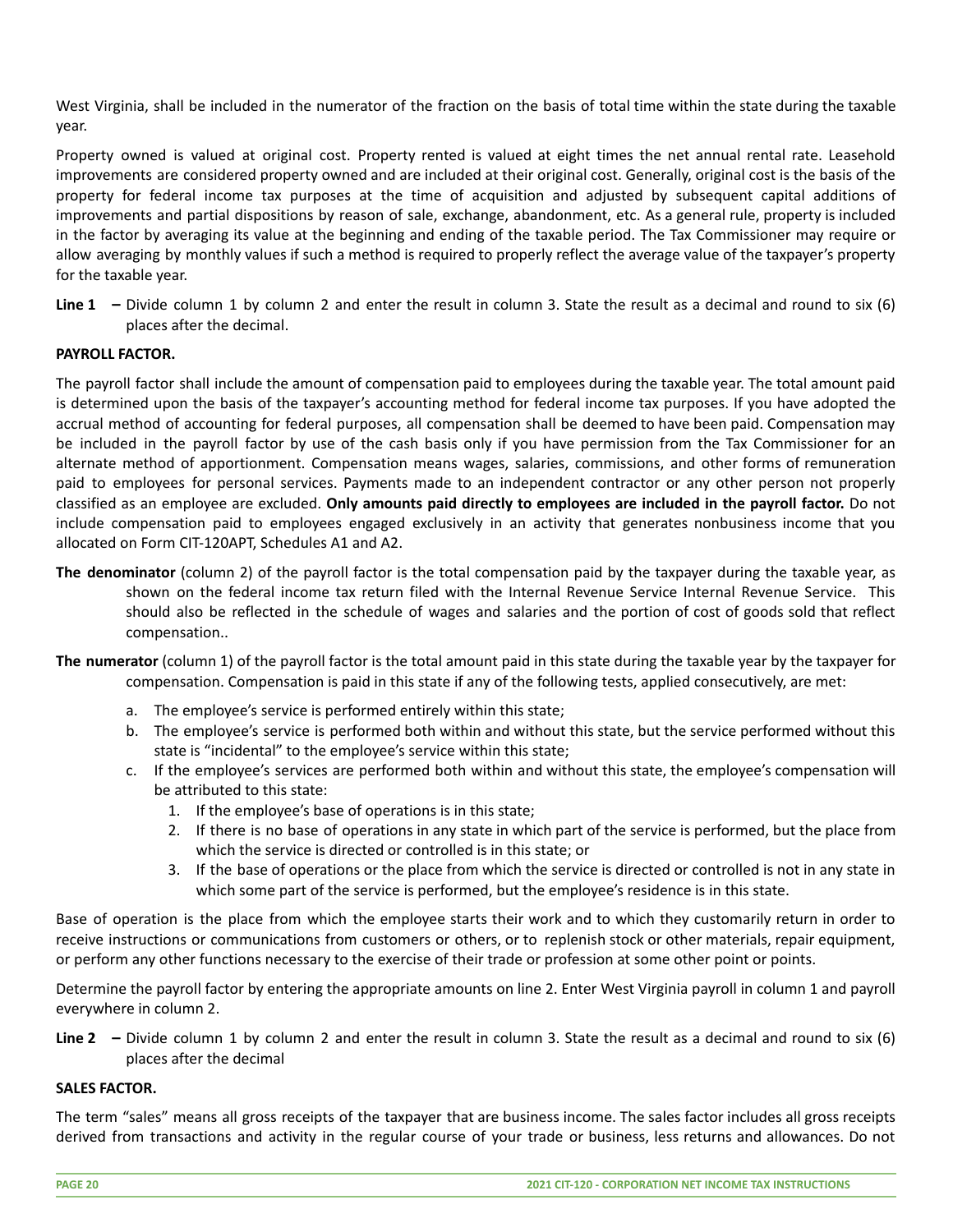West Virginia, shall be included in the numerator of the fraction on the basis of total time within the state during the taxable year.

Property owned is valued at original cost. Property rented is valued at eight times the net annual rental rate. Leasehold improvements are considered property owned and are included at their original cost. Generally, original cost is the basis of the property for federal income tax purposes at the time of acquisition and adjusted by subsequent capital additions of improvements and partial dispositions by reason of sale, exchange, abandonment, etc. As a general rule, property is included in the factor by averaging its value at the beginning and ending of the taxable period. The Tax Commissioner may require or allow averaging by monthly values if such a method is required to properly reflect the average value of the taxpayer's property for the taxable year.

**Line 1 –** Divide column 1 by column 2 and enter the result in column 3. State the result as a decimal and round to six (6) places after the decimal.

**PAYROLL FACTOR.**

The payroll factor shall include the amount of compensation paid to employees during the taxable year. The total amount paid is determined upon the basis of the taxpayer's accounting method for federal income tax purposes. If you have adopted the accrual method of accounting for federal purposes, all compensation shall be deemed to have been paid. Compensation may be included in the payroll factor by use of the cash basis only if you have permission from the Tax Commissioner for an alternate method of apportionment. Compensation means wages, salaries, commissions, and other forms of remuneration paid to employees for personal services. Payments made to an independent contractor or any other person not properly classified as an employee are excluded. **Only amounts paid directly to employees are included in the payroll factor.** Do not include compensation paid to employees engaged exclusively in an activity that generates nonbusiness income that you allocated on Form CIT-120APT, Schedules A1 and A2.

**The denominator** (column 2) of the payroll factor is the total compensation paid by the taxpayer during the taxable year, as shown on the federal income tax return filed with the Internal Revenue Service Internal Revenue Service. This should also be reflected in the schedule of wages and salaries and the portion of cost of goods sold that reflect compensation..

**The numerator** (column 1) of the payroll factor is the total amount paid in this state during the taxable year by the taxpayer for compensation. Compensation is paid in this state if any of the following tests, applied consecutively, are met:

a. The employee's service is performed entirely within this state;
b. The employee's service is performed both within and without this state, but the service performed without this state is "incidental" to the employee's service within this state;
c. If the employee's services are performed both within and without this state, the employee's compensation will be attributed to this state:
   1. If the employee's base of operations is in this state;
   2. If there is no base of operations in any state in which part of the service is performed, but the place from which the service is directed or controlled is in this state; or
   3. If the base of operations or the place from which the service is directed or controlled is not in any state in which some part of the service is performed, but the employee's residence is in this state.

Base of operation is the place from which the employee starts their work and to which they customarily return in order to receive instructions or communications from customers or others, or to replenish stock or other materials, repair equipment, or perform any other functions necessary to the exercise of their trade or profession at some other point or points.

Determine the payroll factor by entering the appropriate amounts on line 2. Enter West Virginia payroll in column 1 and payroll everywhere in column 2.

**Line 2 –** Divide column 1 by column 2 and enter the result in column 3. State the result as a decimal and round to six (6) places after the decimal

**SALES FACTOR.**

The term "sales" means all gross receipts of the taxpayer that are business income. The sales factor includes all gross receipts derived from transactions and activity in the regular course of your trade or business, less returns and allowances. Do not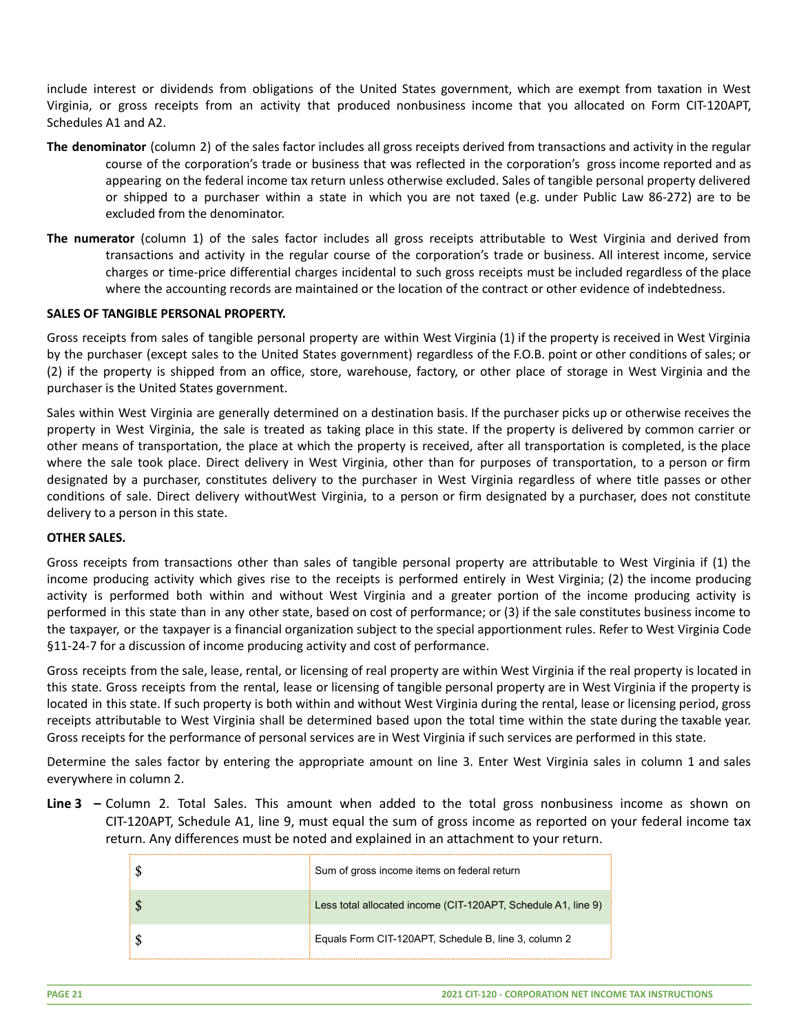include interest or dividends from obligations of the United States government, which are exempt from taxation in West Virginia, or gross receipts from an activity that produced nonbusiness income that you allocated on Form CIT-120APT, Schedules A1 and A2.

**The denominator** (column 2) of the sales factor includes all gross receipts derived from transactions and activity in the regular course of the corporation's trade or business that was reflected in the corporation's gross income reported and as appearing on the federal income tax return unless otherwise excluded. Sales of tangible personal property delivered or shipped to a purchaser within a state in which you are not taxed (e.g. under Public Law 86-272) are to be excluded from the denominator.

**The numerator** (column 1) of the sales factor includes all gross receipts attributable to West Virginia and derived from transactions and activity in the regular course of the corporation's trade or business. All interest income, service charges or time-price differential charges incidental to such gross receipts must be included regardless of the place where the accounting records are maintained or the location of the contract or other evidence of indebtedness.

**SALES OF TANGIBLE PERSONAL PROPERTY.**

Gross receipts from sales of tangible personal property are within West Virginia (1) if the property is received in West Virginia by the purchaser (except sales to the United States government) regardless of the F.O.B. point or other conditions of sales; or (2) if the property is shipped from an office, store, warehouse, factory, or other place of storage in West Virginia and the purchaser is the United States government.

Sales within West Virginia are generally determined on a destination basis. If the purchaser picks up or otherwise receives the property in West Virginia, the sale is treated as taking place in this state. If the property is delivered by common carrier or other means of transportation, the place at which the property is received, after all transportation is completed, is the place where the sale took place. Direct delivery in West Virginia, other than for purposes of transportation, to a person or firm designated by a purchaser, constitutes delivery to the purchaser in West Virginia regardless of where title passes or other conditions of sale. Direct delivery withoutWest Virginia, to a person or firm designated by a purchaser, does not constitute delivery to a person in this state.

**OTHER SALES.**

Gross receipts from transactions other than sales of tangible personal property are attributable to West Virginia if (1) the income producing activity which gives rise to the receipts is performed entirely in West Virginia; (2) the income producing activity is performed both within and without West Virginia and a greater portion of the income producing activity is performed in this state than in any other state, based on cost of performance; or (3) if the sale constitutes business income to the taxpayer, or the taxpayer is a financial organization subject to the special apportionment rules. Refer to West Virginia Code §11-24-7 for a discussion of income producing activity and cost of performance.

Gross receipts from the sale, lease, rental, or licensing of real property are within West Virginia if the real property is located in this state. Gross receipts from the rental, lease or licensing of tangible personal property are in West Virginia if the property is located in this state. If such property is both within and without West Virginia during the rental, lease or licensing period, gross receipts attributable to West Virginia shall be determined based upon the total time within the state during the taxable year. Gross receipts for the performance of personal services are in West Virginia if such services are performed in this state.

Determine the sales factor by entering the appropriate amount on line 3. Enter West Virginia sales in column 1 and sales everywhere in column 2.

**Line 3 –** Column 2. Total Sales. This amount when added to the total gross nonbusiness income as shown on CIT-120APT, Schedule A1, line 9, must equal the sum of gross income as reported on your federal income tax return. Any differences must be noted and explained in an attachment to your return.

| | |
|---|---|
| $ | Sum of gross income items on federal return |
| $ | Less total allocated income (CIT-120APT, Schedule A1, line 9) |
| $ | Equals Form CIT-120APT, Schedule B, line 3, column 2 |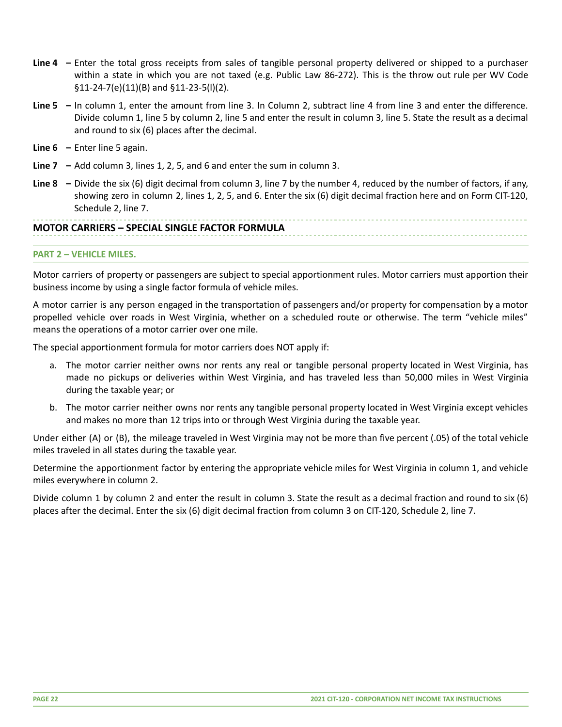**Line 4 –** Enter the total gross receipts from sales of tangible personal property delivered or shipped to a purchaser within a state in which you are not taxed (e.g. Public Law 86-272). This is the throw out rule per WV Code §11-24-7(e)(11)(B) and §11-23-5(l)(2).

**Line 5 –** In column 1, enter the amount from line 3. In Column 2, subtract line 4 from line 3 and enter the difference. Divide column 1, line 5 by column 2, line 5 and enter the result in column 3, line 5. State the result as a decimal and round to six (6) places after the decimal.

**Line 6 –** Enter line 5 again.

**Line 7 –** Add column 3, lines 1, 2, 5, and 6 and enter the sum in column 3.

**Line 8 –** Divide the six (6) digit decimal from column 3, line 7 by the number 4, reduced by the number of factors, if any, showing zero in column 2, lines 1, 2, 5, and 6. Enter the six (6) digit decimal fraction here and on Form CIT-120, Schedule 2, line 7.

## MOTOR CARRIERS – SPECIAL SINGLE FACTOR FORMULA

### PART 2 – VEHICLE MILES.

Motor carriers of property or passengers are subject to special apportionment rules. Motor carriers must apportion their business income by using a single factor formula of vehicle miles.

A motor carrier is any person engaged in the transportation of passengers and/or property for compensation by a motor propelled vehicle over roads in West Virginia, whether on a scheduled route or otherwise. The term "vehicle miles" means the operations of a motor carrier over one mile.

The special apportionment formula for motor carriers does NOT apply if:

a. The motor carrier neither owns nor rents any real or tangible personal property located in West Virginia, has made no pickups or deliveries within West Virginia, and has traveled less than 50,000 miles in West Virginia during the taxable year; or

b. The motor carrier neither owns nor rents any tangible personal property located in West Virginia except vehicles and makes no more than 12 trips into or through West Virginia during the taxable year.

Under either (A) or (B), the mileage traveled in West Virginia may not be more than five percent (.05) of the total vehicle miles traveled in all states during the taxable year.

Determine the apportionment factor by entering the appropriate vehicle miles for West Virginia in column 1, and vehicle miles everywhere in column 2.

Divide column 1 by column 2 and enter the result in column 3. State the result as a decimal fraction and round to six (6) places after the decimal. Enter the six (6) digit decimal fraction from column 3 on CIT-120, Schedule 2, line 7.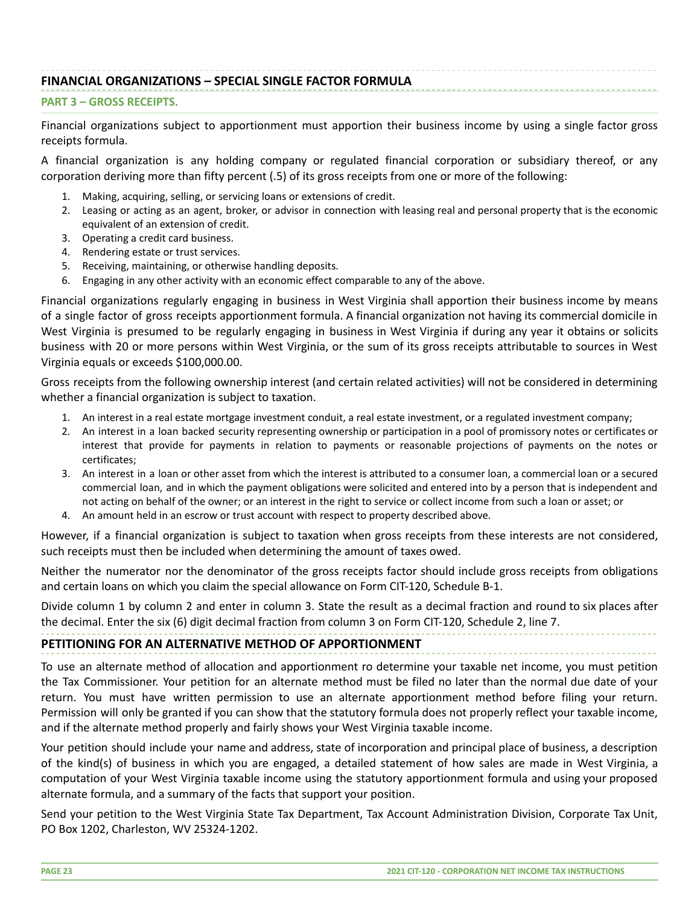## FINANCIAL ORGANIZATIONS – SPECIAL SINGLE FACTOR FORMULA

### PART 3 – GROSS RECEIPTS.

Financial organizations subject to apportionment must apportion their business income by using a single factor gross receipts formula.

A financial organization is any holding company or regulated financial corporation or subsidiary thereof, or any corporation deriving more than fifty percent (.5) of its gross receipts from one or more of the following:

1. Making, acquiring, selling, or servicing loans or extensions of credit.
2. Leasing or acting as an agent, broker, or advisor in connection with leasing real and personal property that is the economic equivalent of an extension of credit.
3. Operating a credit card business.
4. Rendering estate or trust services.
5. Receiving, maintaining, or otherwise handling deposits.
6. Engaging in any other activity with an economic effect comparable to any of the above.

Financial organizations regularly engaging in business in West Virginia shall apportion their business income by means of a single factor of gross receipts apportionment formula. A financial organization not having its commercial domicile in West Virginia is presumed to be regularly engaging in business in West Virginia if during any year it obtains or solicits business with 20 or more persons within West Virginia, or the sum of its gross receipts attributable to sources in West Virginia equals or exceeds $100,000.00.

Gross receipts from the following ownership interest (and certain related activities) will not be considered in determining whether a financial organization is subject to taxation.

1. An interest in a real estate mortgage investment conduit, a real estate investment, or a regulated investment company;
2. An interest in a loan backed security representing ownership or participation in a pool of promissory notes or certificates or interest that provide for payments in relation to payments or reasonable projections of payments on the notes or certificates;
3. An interest in a loan or other asset from which the interest is attributed to a consumer loan, a commercial loan or a secured commercial loan, and in which the payment obligations were solicited and entered into by a person that is independent and not acting on behalf of the owner; or an interest in the right to service or collect income from such a loan or asset; or
4. An amount held in an escrow or trust account with respect to property described above.

However, if a financial organization is subject to taxation when gross receipts from these interests are not considered, such receipts must then be included when determining the amount of taxes owed.

Neither the numerator nor the denominator of the gross receipts factor should include gross receipts from obligations and certain loans on which you claim the special allowance on Form CIT-120, Schedule B-1.

Divide column 1 by column 2 and enter in column 3. State the result as a decimal fraction and round to six places after the decimal. Enter the six (6) digit decimal fraction from column 3 on Form CIT-120, Schedule 2, line 7.

## PETITIONING FOR AN ALTERNATIVE METHOD OF APPORTIONMENT

To use an alternate method of allocation and apportionment ro determine your taxable net income, you must petition the Tax Commissioner. Your petition for an alternate method must be filed no later than the normal due date of your return. You must have written permission to use an alternate apportionment method before filing your return. Permission will only be granted if you can show that the statutory formula does not properly reflect your taxable income, and if the alternate method properly and fairly shows your West Virginia taxable income.

Your petition should include your name and address, state of incorporation and principal place of business, a description of the kind(s) of business in which you are engaged, a detailed statement of how sales are made in West Virginia, a computation of your West Virginia taxable income using the statutory apportionment formula and using your proposed alternate formula, and a summary of the facts that support your position.

Send your petition to the West Virginia State Tax Department, Tax Account Administration Division, Corporate Tax Unit, PO Box 1202, Charleston, WV 25324-1202.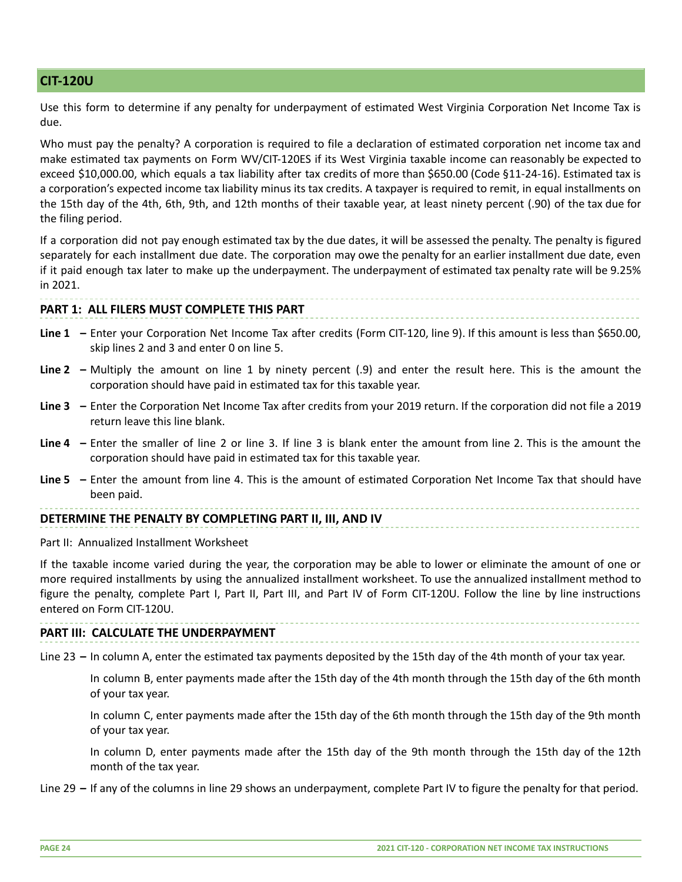## CIT-120U

Use this form to determine if any penalty for underpayment of estimated West Virginia Corporation Net Income Tax is due.

Who must pay the penalty? A corporation is required to file a declaration of estimated corporation net income tax and make estimated tax payments on Form WV/CIT-120ES if its West Virginia taxable income can reasonably be expected to exceed $10,000.00, which equals a tax liability after tax credits of more than $650.00 (Code §11-24-16). Estimated tax is a corporation's expected income tax liability minus its tax credits. A taxpayer is required to remit, in equal installments on the 15th day of the 4th, 6th, 9th, and 12th months of their taxable year, at least ninety percent (.90) of the tax due for the filing period.

If a corporation did not pay enough estimated tax by the due dates, it will be assessed the penalty. The penalty is figured separately for each installment due date. The corporation may owe the penalty for an earlier installment due date, even if it paid enough tax later to make up the underpayment. The underpayment of estimated tax penalty rate will be 9.25% in 2021.

### PART 1: ALL FILERS MUST COMPLETE THIS PART

**Line 1 –** Enter your Corporation Net Income Tax after credits (Form CIT-120, line 9). If this amount is less than $650.00, skip lines 2 and 3 and enter 0 on line 5.

**Line 2 –** Multiply the amount on line 1 by ninety percent (.9) and enter the result here. This is the amount the corporation should have paid in estimated tax for this taxable year.

**Line 3 –** Enter the Corporation Net Income Tax after credits from your 2019 return. If the corporation did not file a 2019 return leave this line blank.

**Line 4 –** Enter the smaller of line 2 or line 3. If line 3 is blank enter the amount from line 2. This is the amount the corporation should have paid in estimated tax for this taxable year.

**Line 5 –** Enter the amount from line 4. This is the amount of estimated Corporation Net Income Tax that should have been paid.

### DETERMINE THE PENALTY BY COMPLETING PART II, III, AND IV

Part II: Annualized Installment Worksheet

If the taxable income varied during the year, the corporation may be able to lower or eliminate the amount of one or more required installments by using the annualized installment worksheet. To use the annualized installment method to figure the penalty, complete Part I, Part II, Part III, and Part IV of Form CIT-120U. Follow the line by line instructions entered on Form CIT-120U.

### PART III: CALCULATE THE UNDERPAYMENT

Line 23 – In column A, enter the estimated tax payments deposited by the 15th day of the 4th month of your tax year.

In column B, enter payments made after the 15th day of the 4th month through the 15th day of the 6th month of your tax year.

In column C, enter payments made after the 15th day of the 6th month through the 15th day of the 9th month of your tax year.

In column D, enter payments made after the 15th day of the 9th month through the 15th day of the 12th month of the tax year.

Line 29 – If any of the columns in line 29 shows an underpayment, complete Part IV to figure the penalty for that period.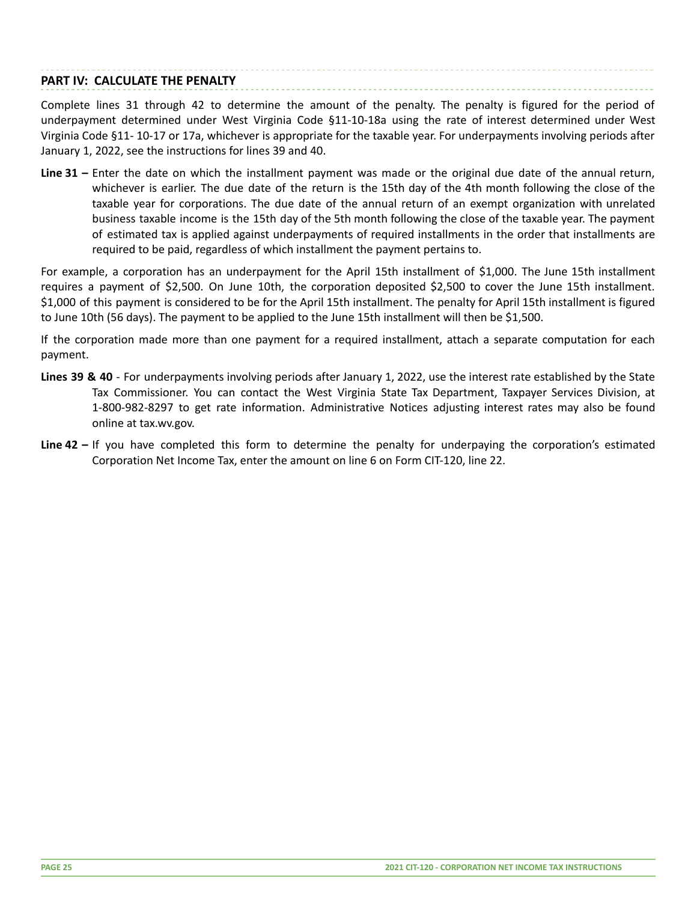## PART IV: CALCULATE THE PENALTY

Complete lines 31 through 42 to determine the amount of the penalty. The penalty is figured for the period of underpayment determined under West Virginia Code §11-10-18a using the rate of interest determined under West Virginia Code §11- 10-17 or 17a, whichever is appropriate for the taxable year. For underpayments involving periods after January 1, 2022, see the instructions for lines 39 and 40.

**Line 31 –** Enter the date on which the installment payment was made or the original due date of the annual return, whichever is earlier. The due date of the return is the 15th day of the 4th month following the close of the taxable year for corporations. The due date of the annual return of an exempt organization with unrelated business taxable income is the 15th day of the 5th month following the close of the taxable year. The payment of estimated tax is applied against underpayments of required installments in the order that installments are required to be paid, regardless of which installment the payment pertains to.

For example, a corporation has an underpayment for the April 15th installment of $1,000. The June 15th installment requires a payment of $2,500. On June 10th, the corporation deposited $2,500 to cover the June 15th installment. $1,000 of this payment is considered to be for the April 15th installment. The penalty for April 15th installment is figured to June 10th (56 days). The payment to be applied to the June 15th installment will then be $1,500.

If the corporation made more than one payment for a required installment, attach a separate computation for each payment.

**Lines 39 & 40** - For underpayments involving periods after January 1, 2022, use the interest rate established by the State Tax Commissioner. You can contact the West Virginia State Tax Department, Taxpayer Services Division, at 1-800-982-8297 to get rate information. Administrative Notices adjusting interest rates may also be found online at tax.wv.gov.

**Line 42 –** If you have completed this form to determine the penalty for underpaying the corporation's estimated Corporation Net Income Tax, enter the amount on line 6 on Form CIT-120, line 22.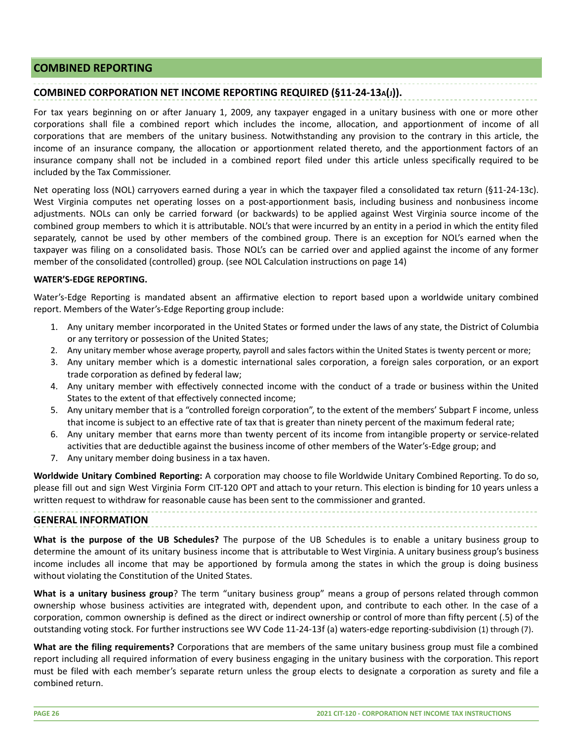## COMBINED REPORTING

### COMBINED CORPORATION NET INCOME REPORTING REQUIRED (§11-24-13a(j)).

For tax years beginning on or after January 1, 2009, any taxpayer engaged in a unitary business with one or more other corporations shall file a combined report which includes the income, allocation, and apportionment of income of all corporations that are members of the unitary business. Notwithstanding any provision to the contrary in this article, the income of an insurance company, the allocation or apportionment related thereto, and the apportionment factors of an insurance company shall not be included in a combined report filed under this article unless specifically required to be included by the Tax Commissioner.

Net operating loss (NOL) carryovers earned during a year in which the taxpayer filed a consolidated tax return (§11-24-13c). West Virginia computes net operating losses on a post-apportionment basis, including business and nonbusiness income adjustments. NOLs can only be carried forward (or backwards) to be applied against West Virginia source income of the combined group members to which it is attributable. NOL's that were incurred by an entity in a period in which the entity filed separately, cannot be used by other members of the combined group. There is an exception for NOL's earned when the taxpayer was filing on a consolidated basis. Those NOL's can be carried over and applied against the income of any former member of the consolidated (controlled) group. (see NOL Calculation instructions on page 14)

**WATER'S-EDGE REPORTING.**

Water's-Edge Reporting is mandated absent an affirmative election to report based upon a worldwide unitary combined report. Members of the Water's-Edge Reporting group include:

1. Any unitary member incorporated in the United States or formed under the laws of any state, the District of Columbia or any territory or possession of the United States;
2. Any unitary member whose average property, payroll and sales factors within the United States is twenty percent or more;
3. Any unitary member which is a domestic international sales corporation, a foreign sales corporation, or an export trade corporation as defined by federal law;
4. Any unitary member with effectively connected income with the conduct of a trade or business within the United States to the extent of that effectively connected income;
5. Any unitary member that is a "controlled foreign corporation", to the extent of the members' Subpart F income, unless that income is subject to an effective rate of tax that is greater than ninety percent of the maximum federal rate;
6. Any unitary member that earns more than twenty percent of its income from intangible property or service-related activities that are deductible against the business income of other members of the Water's-Edge group; and
7. Any unitary member doing business in a tax haven.

**Worldwide Unitary Combined Reporting:** A corporation may choose to file Worldwide Unitary Combined Reporting. To do so, please fill out and sign West Virginia Form CIT-120 OPT and attach to your return. This election is binding for 10 years unless a written request to withdraw for reasonable cause has been sent to the commissioner and granted.

### GENERAL INFORMATION

**What is the purpose of the UB Schedules?** The purpose of the UB Schedules is to enable a unitary business group to determine the amount of its unitary business income that is attributable to West Virginia. A unitary business group's business income includes all income that may be apportioned by formula among the states in which the group is doing business without violating the Constitution of the United States.

**What is a unitary business group**? The term "unitary business group" means a group of persons related through common ownership whose business activities are integrated with, dependent upon, and contribute to each other. In the case of a corporation, common ownership is defined as the direct or indirect ownership or control of more than fifty percent (.5) of the outstanding voting stock. For further instructions see WV Code 11-24-13f (a) waters-edge reporting-subdivision (1) through (7).

**What are the filing requirements?** Corporations that are members of the same unitary business group must file a combined report including all required information of every business engaging in the unitary business with the corporation. This report must be filed with each member's separate return unless the group elects to designate a corporation as surety and file a combined return.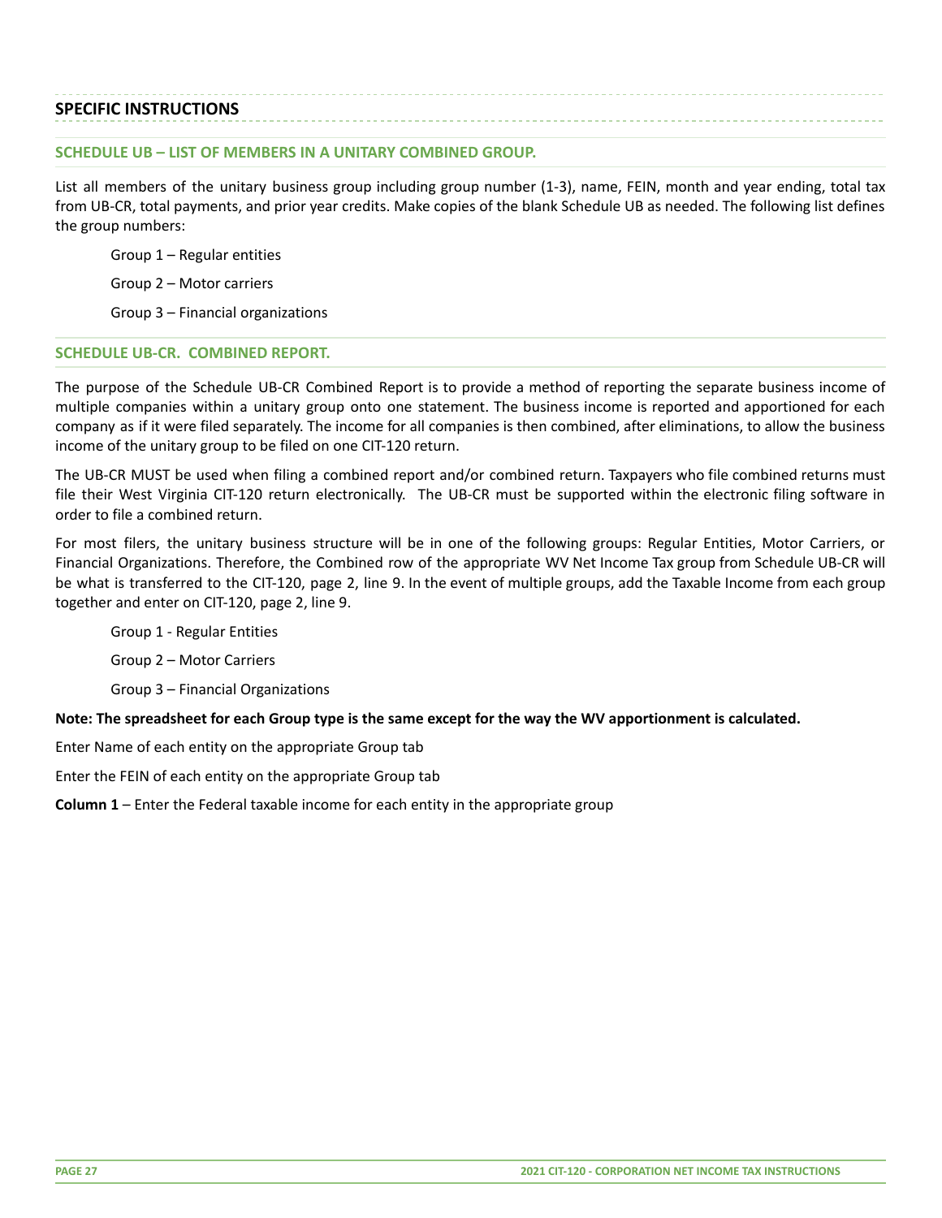## SPECIFIC INSTRUCTIONS

### SCHEDULE UB – LIST OF MEMBERS IN A UNITARY COMBINED GROUP.

List all members of the unitary business group including group number (1-3), name, FEIN, month and year ending, total tax from UB-CR, total payments, and prior year credits. Make copies of the blank Schedule UB as needed. The following list defines the group numbers:

Group 1 – Regular entities

Group 2 – Motor carriers

Group 3 – Financial organizations

### SCHEDULE UB-CR. COMBINED REPORT.

The purpose of the Schedule UB-CR Combined Report is to provide a method of reporting the separate business income of multiple companies within a unitary group onto one statement. The business income is reported and apportioned for each company as if it were filed separately. The income for all companies is then combined, after eliminations, to allow the business income of the unitary group to be filed on one CIT-120 return.

The UB-CR MUST be used when filing a combined report and/or combined return. Taxpayers who file combined returns must file their West Virginia CIT-120 return electronically. The UB-CR must be supported within the electronic filing software in order to file a combined return.

For most filers, the unitary business structure will be in one of the following groups: Regular Entities, Motor Carriers, or Financial Organizations. Therefore, the Combined row of the appropriate WV Net Income Tax group from Schedule UB-CR will be what is transferred to the CIT-120, page 2, line 9. In the event of multiple groups, add the Taxable Income from each group together and enter on CIT-120, page 2, line 9.

Group 1 - Regular Entities

Group 2 – Motor Carriers

Group 3 – Financial Organizations

**Note: The spreadsheet for each Group type is the same except for the way the WV apportionment is calculated.**

Enter Name of each entity on the appropriate Group tab

Enter the FEIN of each entity on the appropriate Group tab

**Column 1** – Enter the Federal taxable income for each entity in the appropriate group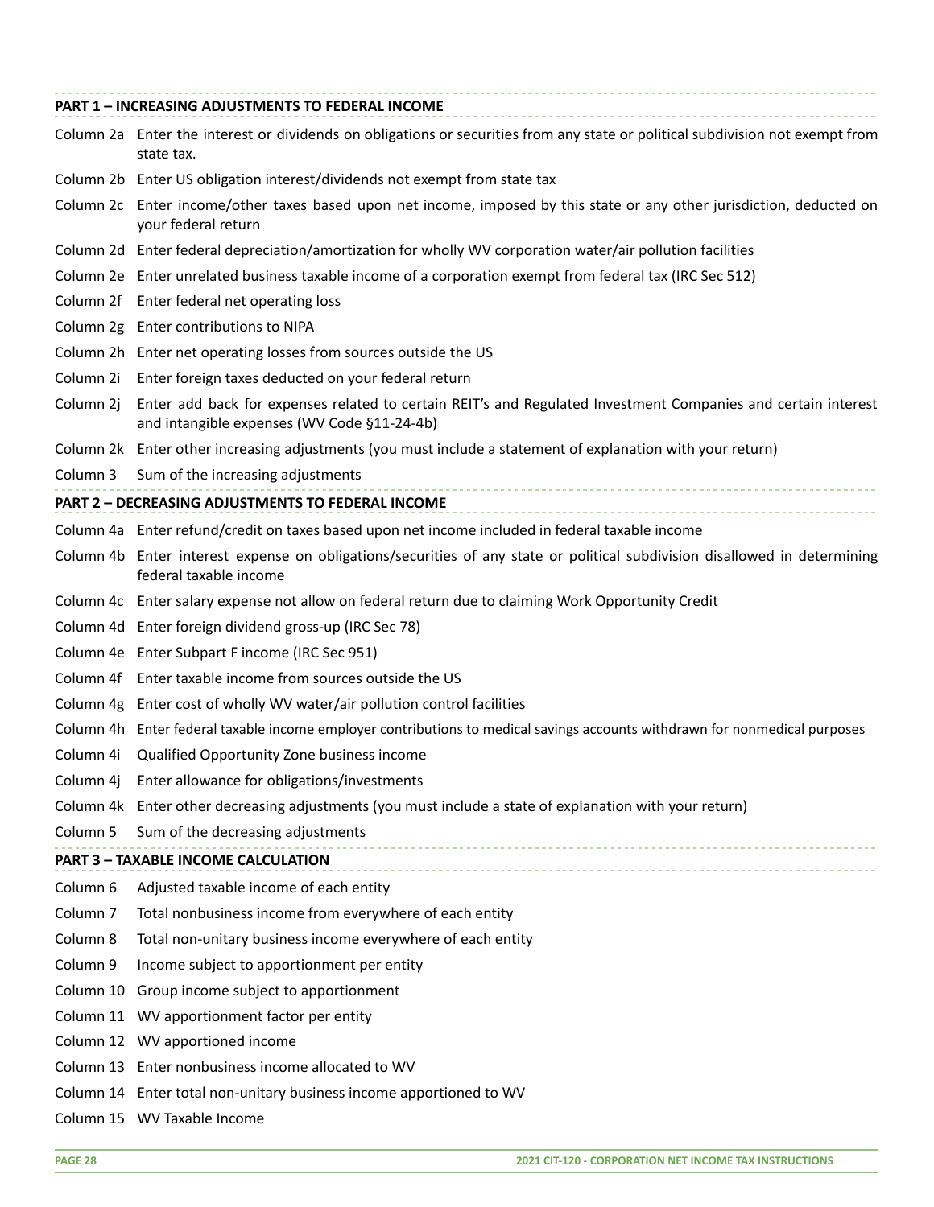### PART 1 – INCREASING ADJUSTMENTS TO FEDERAL INCOME

Column 2a Enter the interest or dividends on obligations or securities from any state or political subdivision not exempt from state tax.

Column 2b Enter US obligation interest/dividends not exempt from state tax

Column 2c Enter income/other taxes based upon net income, imposed by this state or any other jurisdiction, deducted on your federal return

Column 2d Enter federal depreciation/amortization for wholly WV corporation water/air pollution facilities

Column 2e Enter unrelated business taxable income of a corporation exempt from federal tax (IRC Sec 512)

Column 2f Enter federal net operating loss

Column 2g Enter contributions to NIPA

Column 2h Enter net operating losses from sources outside the US

Column 2i Enter foreign taxes deducted on your federal return

Column 2j Enter add back for expenses related to certain REIT's and Regulated Investment Companies and certain interest and intangible expenses (WV Code §11-24-4b)

Column 2k Enter other increasing adjustments (you must include a statement of explanation with your return)

Column 3 Sum of the increasing adjustments

### PART 2 – DECREASING ADJUSTMENTS TO FEDERAL INCOME

Column 4a Enter refund/credit on taxes based upon net income included in federal taxable income

Column 4b Enter interest expense on obligations/securities of any state or political subdivision disallowed in determining federal taxable income

Column 4c Enter salary expense not allow on federal return due to claiming Work Opportunity Credit

Column 4d Enter foreign dividend gross-up (IRC Sec 78)

Column 4e Enter Subpart F income (IRC Sec 951)

Column 4f Enter taxable income from sources outside the US

Column 4g Enter cost of wholly WV water/air pollution control facilities

Column 4h Enter federal taxable income employer contributions to medical savings accounts withdrawn for nonmedical purposes

Column 4i Qualified Opportunity Zone business income

Column 4j Enter allowance for obligations/investments

Column 4k Enter other decreasing adjustments (you must include a state of explanation with your return)

Column 5 Sum of the decreasing adjustments

### PART 3 – TAXABLE INCOME CALCULATION

Column 6 Adjusted taxable income of each entity

Column 7 Total nonbusiness income from everywhere of each entity

Column 8 Total non-unitary business income everywhere of each entity

Column 9 Income subject to apportionment per entity

Column 10 Group income subject to apportionment

Column 11 WV apportionment factor per entity

Column 12 WV apportioned income

Column 13 Enter nonbusiness income allocated to WV

Column 14 Enter total non-unitary business income apportioned to WV

Column 15 WV Taxable Income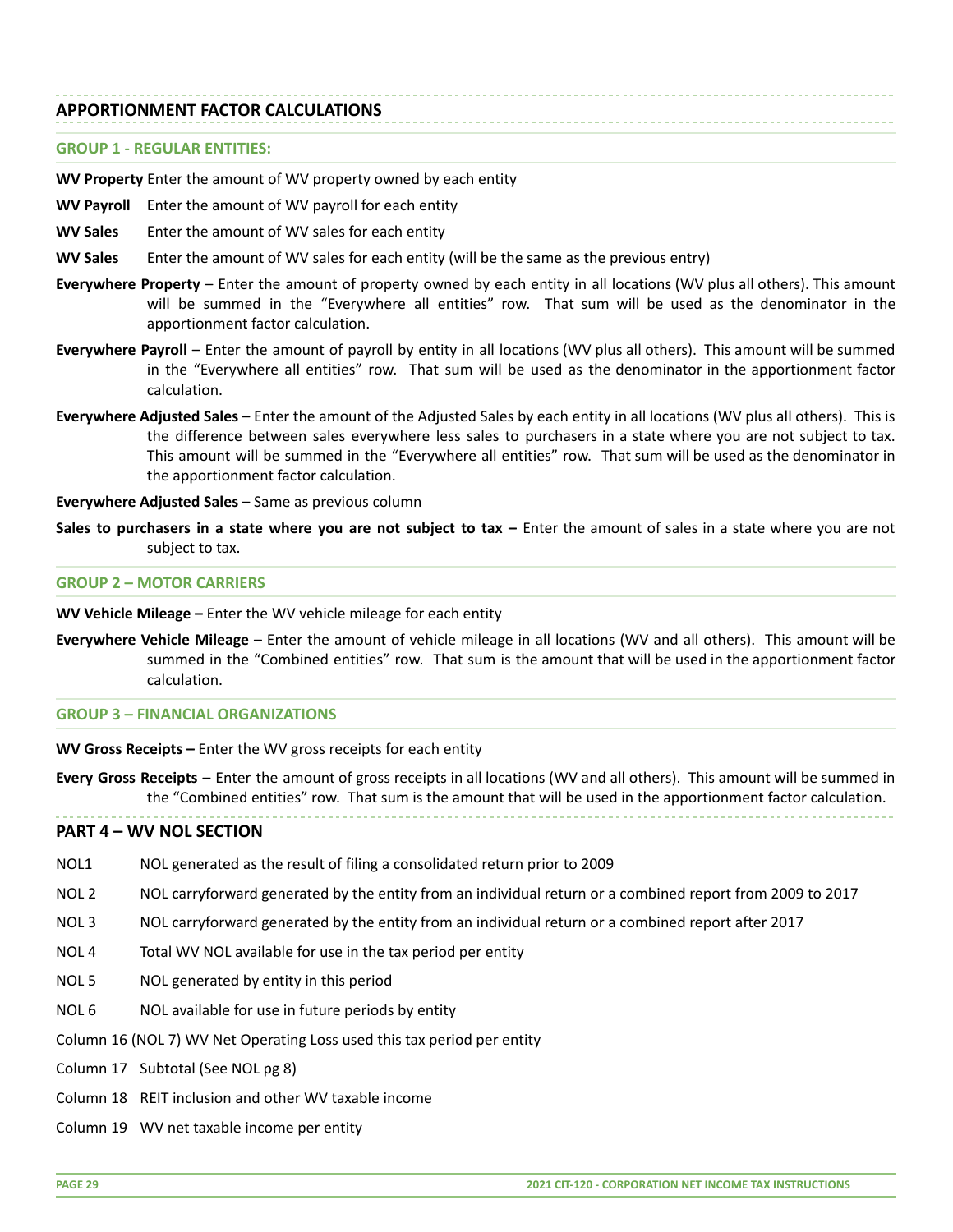## APPORTIONMENT FACTOR CALCULATIONS

### GROUP 1 - REGULAR ENTITIES:

**WV Property** Enter the amount of WV property owned by each entity

**WV Payroll** Enter the amount of WV payroll for each entity

**WV Sales** Enter the amount of WV sales for each entity

**WV Sales** Enter the amount of WV sales for each entity (will be the same as the previous entry)

**Everywhere Property** – Enter the amount of property owned by each entity in all locations (WV plus all others). This amount will be summed in the "Everywhere all entities" row. That sum will be used as the denominator in the apportionment factor calculation.

**Everywhere Payroll** – Enter the amount of payroll by entity in all locations (WV plus all others). This amount will be summed in the "Everywhere all entities" row. That sum will be used as the denominator in the apportionment factor calculation.

**Everywhere Adjusted Sales** – Enter the amount of the Adjusted Sales by each entity in all locations (WV plus all others). This is the difference between sales everywhere less sales to purchasers in a state where you are not subject to tax. This amount will be summed in the "Everywhere all entities" row. That sum will be used as the denominator in the apportionment factor calculation.

**Everywhere Adjusted Sales** – Same as previous column

**Sales to purchasers in a state where you are not subject to tax –** Enter the amount of sales in a state where you are not subject to tax.

### GROUP 2 – MOTOR CARRIERS

**WV Vehicle Mileage –** Enter the WV vehicle mileage for each entity

**Everywhere Vehicle Mileage** – Enter the amount of vehicle mileage in all locations (WV and all others). This amount will be summed in the "Combined entities" row. That sum is the amount that will be used in the apportionment factor calculation.

### GROUP 3 – FINANCIAL ORGANIZATIONS

**WV Gross Receipts –** Enter the WV gross receipts for each entity

**Every Gross Receipts** – Enter the amount of gross receipts in all locations (WV and all others). This amount will be summed in the "Combined entities" row. That sum is the amount that will be used in the apportionment factor calculation.

## PART 4 – WV NOL SECTION

NOL1 NOL generated as the result of filing a consolidated return prior to 2009

NOL 2 NOL carryforward generated by the entity from an individual return or a combined report from 2009 to 2017

NOL 3 NOL carryforward generated by the entity from an individual return or a combined report after 2017

NOL 4 Total WV NOL available for use in the tax period per entity

NOL 5 NOL generated by entity in this period

NOL 6 NOL available for use in future periods by entity

Column 16 (NOL 7) WV Net Operating Loss used this tax period per entity

Column 17 Subtotal (See NOL pg 8)

Column 18 REIT inclusion and other WV taxable income

Column 19 WV net taxable income per entity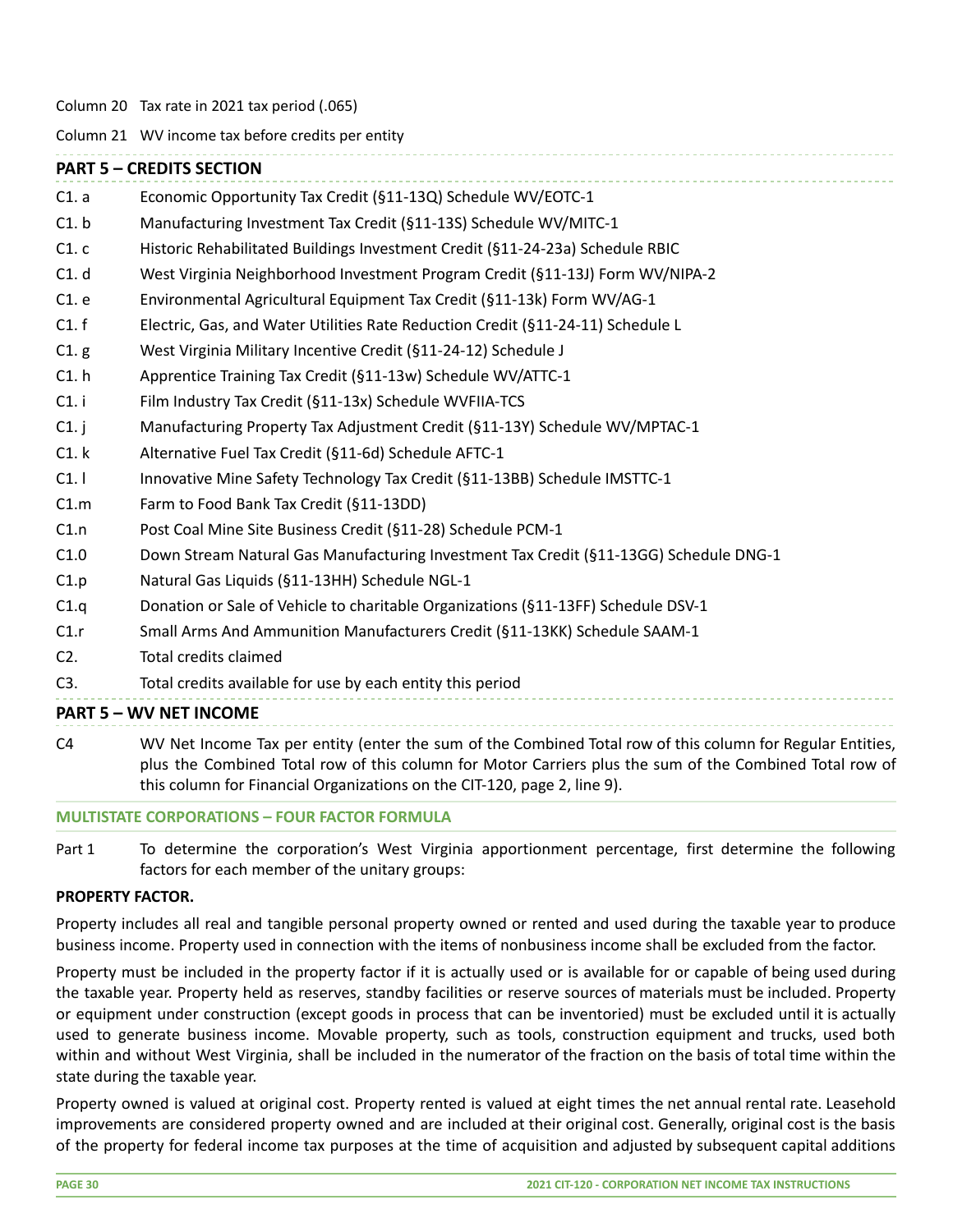Column 20 Tax rate in 2021 tax period (.065)

Column 21 WV income tax before credits per entity

## PART 5 – CREDITS SECTION

| | |
|---|---|
| C1. a | Economic Opportunity Tax Credit (§11-13Q) Schedule WV/EOTC-1 |
| C1. b | Manufacturing Investment Tax Credit (§11-13S) Schedule WV/MITC-1 |
| C1. c | Historic Rehabilitated Buildings Investment Credit (§11-24-23a) Schedule RBIC |
| C1. d | West Virginia Neighborhood Investment Program Credit (§11-13J) Form WV/NIPA-2 |
| C1. e | Environmental Agricultural Equipment Tax Credit (§11-13k) Form WV/AG-1 |
| C1. f | Electric, Gas, and Water Utilities Rate Reduction Credit (§11-24-11) Schedule L |
| C1. g | West Virginia Military Incentive Credit (§11-24-12) Schedule J |
| C1. h | Apprentice Training Tax Credit (§11-13w) Schedule WV/ATTC-1 |
| C1. i | Film Industry Tax Credit (§11-13x) Schedule WVFIIA-TCS |
| C1. j | Manufacturing Property Tax Adjustment Credit (§11-13Y) Schedule WV/MPTAC-1 |
| C1. k | Alternative Fuel Tax Credit (§11-6d) Schedule AFTC-1 |
| C1. l | Innovative Mine Safety Technology Tax Credit (§11-13BB) Schedule IMSTTC-1 |
| C1.m | Farm to Food Bank Tax Credit (§11-13DD) |
| C1.n | Post Coal Mine Site Business Credit (§11-28) Schedule PCM-1 |
| C1.0 | Down Stream Natural Gas Manufacturing Investment Tax Credit (§11-13GG) Schedule DNG-1 |
| C1.p | Natural Gas Liquids (§11-13HH) Schedule NGL-1 |
| C1.q | Donation or Sale of Vehicle to charitable Organizations (§11-13FF) Schedule DSV-1 |
| C1.r | Small Arms And Ammunition Manufacturers Credit (§11-13KK) Schedule SAAM-1 |
| C2. | Total credits claimed |
| C3. | Total credits available for use by each entity this period |

## PART 5 – WV NET INCOME

C4 WV Net Income Tax per entity (enter the sum of the Combined Total row of this column for Regular Entities, plus the Combined Total row of this column for Motor Carriers plus the sum of the Combined Total row of this column for Financial Organizations on the CIT-120, page 2, line 9).

## MULTISTATE CORPORATIONS – FOUR FACTOR FORMULA

Part 1 To determine the corporation's West Virginia apportionment percentage, first determine the following factors for each member of the unitary groups:

**PROPERTY FACTOR.**

Property includes all real and tangible personal property owned or rented and used during the taxable year to produce business income. Property used in connection with the items of nonbusiness income shall be excluded from the factor.

Property must be included in the property factor if it is actually used or is available for or capable of being used during the taxable year. Property held as reserves, standby facilities or reserve sources of materials must be included. Property or equipment under construction (except goods in process that can be inventoried) must be excluded until it is actually used to generate business income. Movable property, such as tools, construction equipment and trucks, used both within and without West Virginia, shall be included in the numerator of the fraction on the basis of total time within the state during the taxable year.

Property owned is valued at original cost. Property rented is valued at eight times the net annual rental rate. Leasehold improvements are considered property owned and are included at their original cost. Generally, original cost is the basis of the property for federal income tax purposes at the time of acquisition and adjusted by subsequent capital additions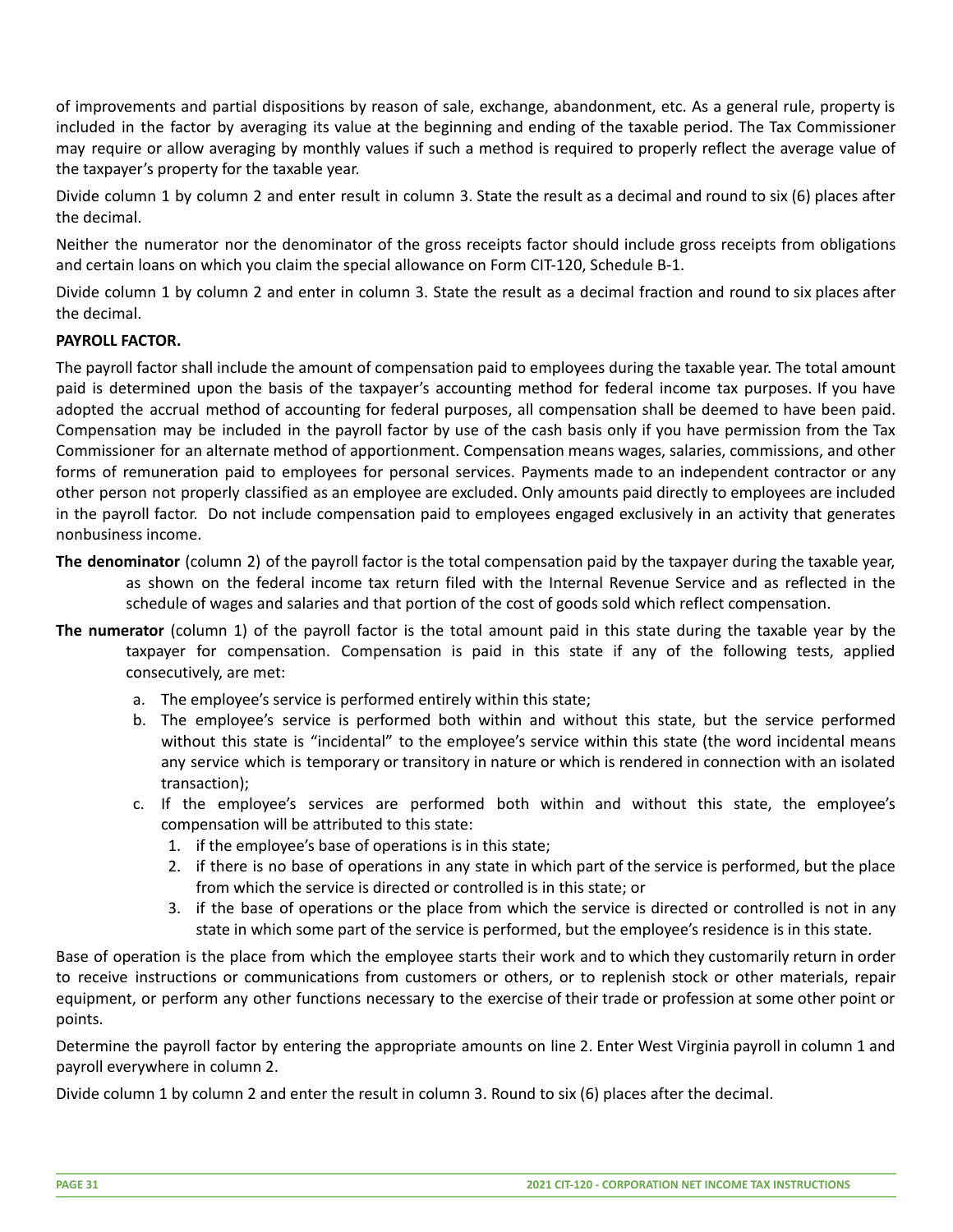of improvements and partial dispositions by reason of sale, exchange, abandonment, etc. As a general rule, property is included in the factor by averaging its value at the beginning and ending of the taxable period. The Tax Commissioner may require or allow averaging by monthly values if such a method is required to properly reflect the average value of the taxpayer's property for the taxable year.

Divide column 1 by column 2 and enter result in column 3. State the result as a decimal and round to six (6) places after the decimal.

Neither the numerator nor the denominator of the gross receipts factor should include gross receipts from obligations and certain loans on which you claim the special allowance on Form CIT-120, Schedule B-1.

Divide column 1 by column 2 and enter in column 3. State the result as a decimal fraction and round to six places after the decimal.

**PAYROLL FACTOR.**

The payroll factor shall include the amount of compensation paid to employees during the taxable year. The total amount paid is determined upon the basis of the taxpayer's accounting method for federal income tax purposes. If you have adopted the accrual method of accounting for federal purposes, all compensation shall be deemed to have been paid. Compensation may be included in the payroll factor by use of the cash basis only if you have permission from the Tax Commissioner for an alternate method of apportionment. Compensation means wages, salaries, commissions, and other forms of remuneration paid to employees for personal services. Payments made to an independent contractor or any other person not properly classified as an employee are excluded. Only amounts paid directly to employees are included in the payroll factor. Do not include compensation paid to employees engaged exclusively in an activity that generates nonbusiness income.

**The denominator** (column 2) of the payroll factor is the total compensation paid by the taxpayer during the taxable year, as shown on the federal income tax return filed with the Internal Revenue Service and as reflected in the schedule of wages and salaries and that portion of the cost of goods sold which reflect compensation.

**The numerator** (column 1) of the payroll factor is the total amount paid in this state during the taxable year by the taxpayer for compensation. Compensation is paid in this state if any of the following tests, applied consecutively, are met:

a. The employee's service is performed entirely within this state;
b. The employee's service is performed both within and without this state, but the service performed without this state is "incidental" to the employee's service within this state (the word incidental means any service which is temporary or transitory in nature or which is rendered in connection with an isolated transaction);
c. If the employee's services are performed both within and without this state, the employee's compensation will be attributed to this state:
   1. if the employee's base of operations is in this state;
   2. if there is no base of operations in any state in which part of the service is performed, but the place from which the service is directed or controlled is in this state; or
   3. if the base of operations or the place from which the service is directed or controlled is not in any state in which some part of the service is performed, but the employee's residence is in this state.

Base of operation is the place from which the employee starts their work and to which they customarily return in order to receive instructions or communications from customers or others, or to replenish stock or other materials, repair equipment, or perform any other functions necessary to the exercise of their trade or profession at some other point or points.

Determine the payroll factor by entering the appropriate amounts on line 2. Enter West Virginia payroll in column 1 and payroll everywhere in column 2.

Divide column 1 by column 2 and enter the result in column 3. Round to six (6) places after the decimal.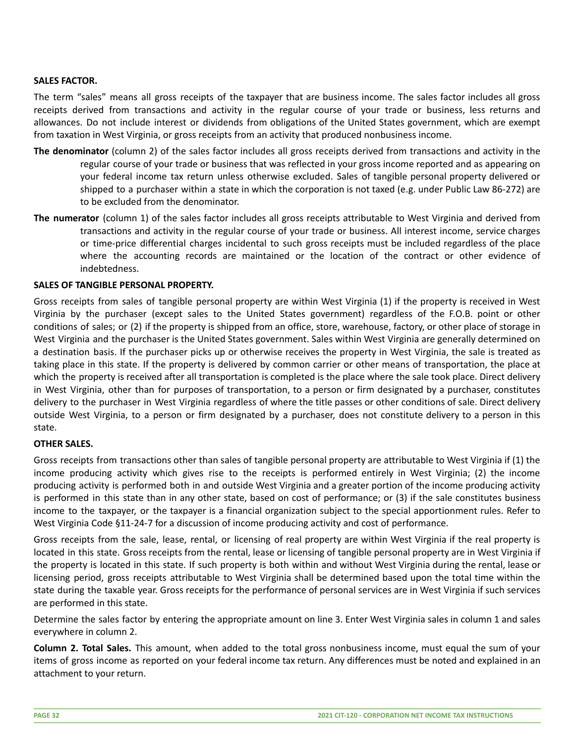**SALES FACTOR.**

The term "sales" means all gross receipts of the taxpayer that are business income. The sales factor includes all gross receipts derived from transactions and activity in the regular course of your trade or business, less returns and allowances. Do not include interest or dividends from obligations of the United States government, which are exempt from taxation in West Virginia, or gross receipts from an activity that produced nonbusiness income.

**The denominator** (column 2) of the sales factor includes all gross receipts derived from transactions and activity in the regular course of your trade or business that was reflected in your gross income reported and as appearing on your federal income tax return unless otherwise excluded. Sales of tangible personal property delivered or shipped to a purchaser within a state in which the corporation is not taxed (e.g. under Public Law 86-272) are to be excluded from the denominator.

**The numerator** (column 1) of the sales factor includes all gross receipts attributable to West Virginia and derived from transactions and activity in the regular course of your trade or business. All interest income, service charges or time-price differential charges incidental to such gross receipts must be included regardless of the place where the accounting records are maintained or the location of the contract or other evidence of indebtedness.

**SALES OF TANGIBLE PERSONAL PROPERTY.**

Gross receipts from sales of tangible personal property are within West Virginia (1) if the property is received in West Virginia by the purchaser (except sales to the United States government) regardless of the F.O.B. point or other conditions of sales; or (2) if the property is shipped from an office, store, warehouse, factory, or other place of storage in West Virginia and the purchaser is the United States government. Sales within West Virginia are generally determined on a destination basis. If the purchaser picks up or otherwise receives the property in West Virginia, the sale is treated as taking place in this state. If the property is delivered by common carrier or other means of transportation, the place at which the property is received after all transportation is completed is the place where the sale took place. Direct delivery in West Virginia, other than for purposes of transportation, to a person or firm designated by a purchaser, constitutes delivery to the purchaser in West Virginia regardless of where the title passes or other conditions of sale. Direct delivery outside West Virginia, to a person or firm designated by a purchaser, does not constitute delivery to a person in this state.

**OTHER SALES.**

Gross receipts from transactions other than sales of tangible personal property are attributable to West Virginia if (1) the income producing activity which gives rise to the receipts is performed entirely in West Virginia; (2) the income producing activity is performed both in and outside West Virginia and a greater portion of the income producing activity is performed in this state than in any other state, based on cost of performance; or (3) if the sale constitutes business income to the taxpayer, or the taxpayer is a financial organization subject to the special apportionment rules. Refer to West Virginia Code §11-24-7 for a discussion of income producing activity and cost of performance.

Gross receipts from the sale, lease, rental, or licensing of real property are within West Virginia if the real property is located in this state. Gross receipts from the rental, lease or licensing of tangible personal property are in West Virginia if the property is located in this state. If such property is both within and without West Virginia during the rental, lease or licensing period, gross receipts attributable to West Virginia shall be determined based upon the total time within the state during the taxable year. Gross receipts for the performance of personal services are in West Virginia if such services are performed in this state.

Determine the sales factor by entering the appropriate amount on line 3. Enter West Virginia sales in column 1 and sales everywhere in column 2.

**Column 2. Total Sales.** This amount, when added to the total gross nonbusiness income, must equal the sum of your items of gross income as reported on your federal income tax return. Any differences must be noted and explained in an attachment to your return.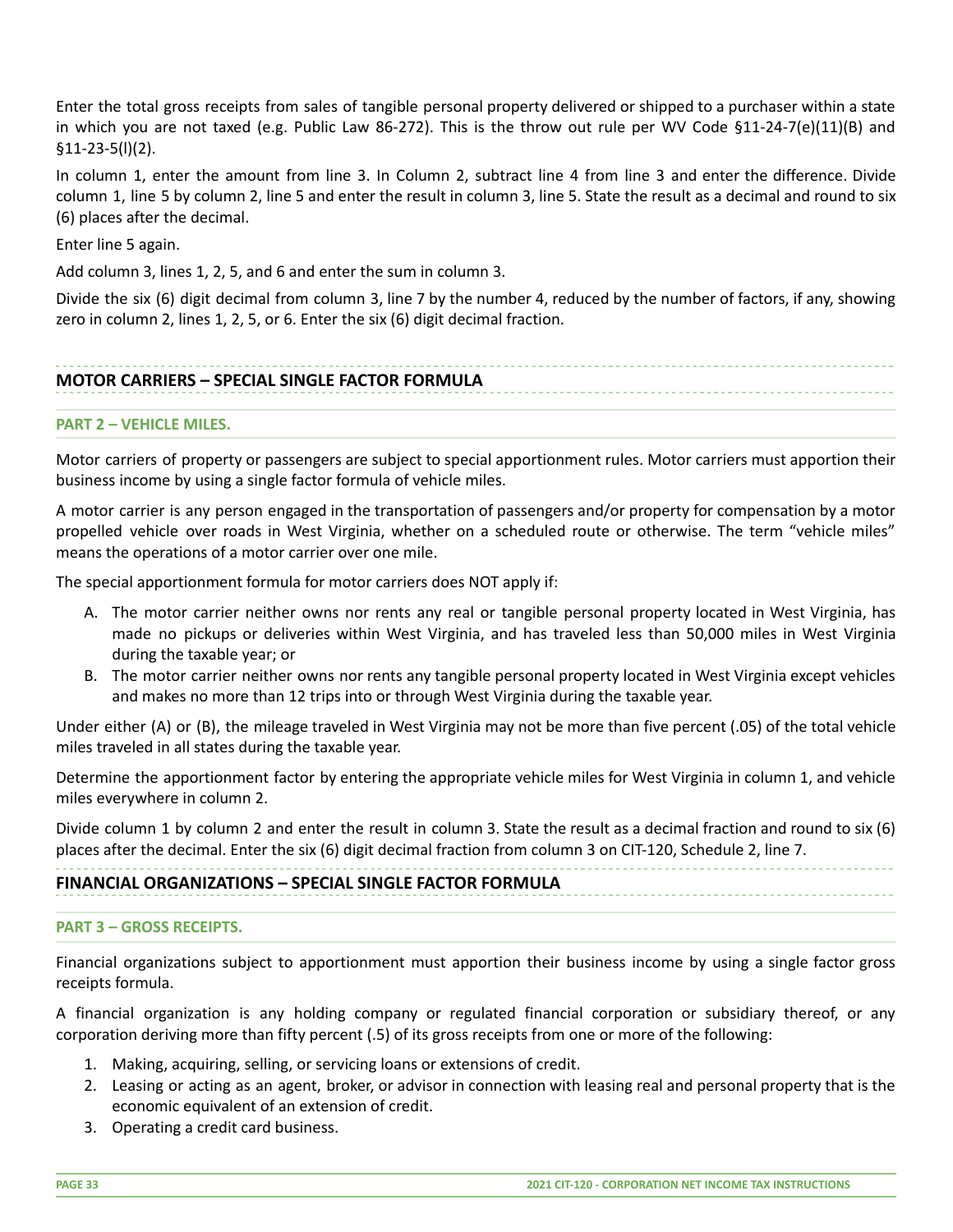Enter the total gross receipts from sales of tangible personal property delivered or shipped to a purchaser within a state in which you are not taxed (e.g. Public Law 86-272). This is the throw out rule per WV Code §11-24-7(e)(11)(B) and §11-23-5(l)(2).

In column 1, enter the amount from line 3. In Column 2, subtract line 4 from line 3 and enter the difference. Divide column 1, line 5 by column 2, line 5 and enter the result in column 3, line 5. State the result as a decimal and round to six (6) places after the decimal.

Enter line 5 again.

Add column 3, lines 1, 2, 5, and 6 and enter the sum in column 3.

Divide the six (6) digit decimal from column 3, line 7 by the number 4, reduced by the number of factors, if any, showing zero in column 2, lines 1, 2, 5, or 6. Enter the six (6) digit decimal fraction.

## MOTOR CARRIERS – SPECIAL SINGLE FACTOR FORMULA

### PART 2 – VEHICLE MILES.

Motor carriers of property or passengers are subject to special apportionment rules. Motor carriers must apportion their business income by using a single factor formula of vehicle miles.

A motor carrier is any person engaged in the transportation of passengers and/or property for compensation by a motor propelled vehicle over roads in West Virginia, whether on a scheduled route or otherwise. The term "vehicle miles" means the operations of a motor carrier over one mile.

The special apportionment formula for motor carriers does NOT apply if:

A. The motor carrier neither owns nor rents any real or tangible personal property located in West Virginia, has made no pickups or deliveries within West Virginia, and has traveled less than 50,000 miles in West Virginia during the taxable year; or
B. The motor carrier neither owns nor rents any tangible personal property located in West Virginia except vehicles and makes no more than 12 trips into or through West Virginia during the taxable year.

Under either (A) or (B), the mileage traveled in West Virginia may not be more than five percent (.05) of the total vehicle miles traveled in all states during the taxable year.

Determine the apportionment factor by entering the appropriate vehicle miles for West Virginia in column 1, and vehicle miles everywhere in column 2.

Divide column 1 by column 2 and enter the result in column 3. State the result as a decimal fraction and round to six (6) places after the decimal. Enter the six (6) digit decimal fraction from column 3 on CIT-120, Schedule 2, line 7.

## FINANCIAL ORGANIZATIONS – SPECIAL SINGLE FACTOR FORMULA

### PART 3 – GROSS RECEIPTS.

Financial organizations subject to apportionment must apportion their business income by using a single factor gross receipts formula.

A financial organization is any holding company or regulated financial corporation or subsidiary thereof, or any corporation deriving more than fifty percent (.5) of its gross receipts from one or more of the following:

1. Making, acquiring, selling, or servicing loans or extensions of credit.
2. Leasing or acting as an agent, broker, or advisor in connection with leasing real and personal property that is the economic equivalent of an extension of credit.
3. Operating a credit card business.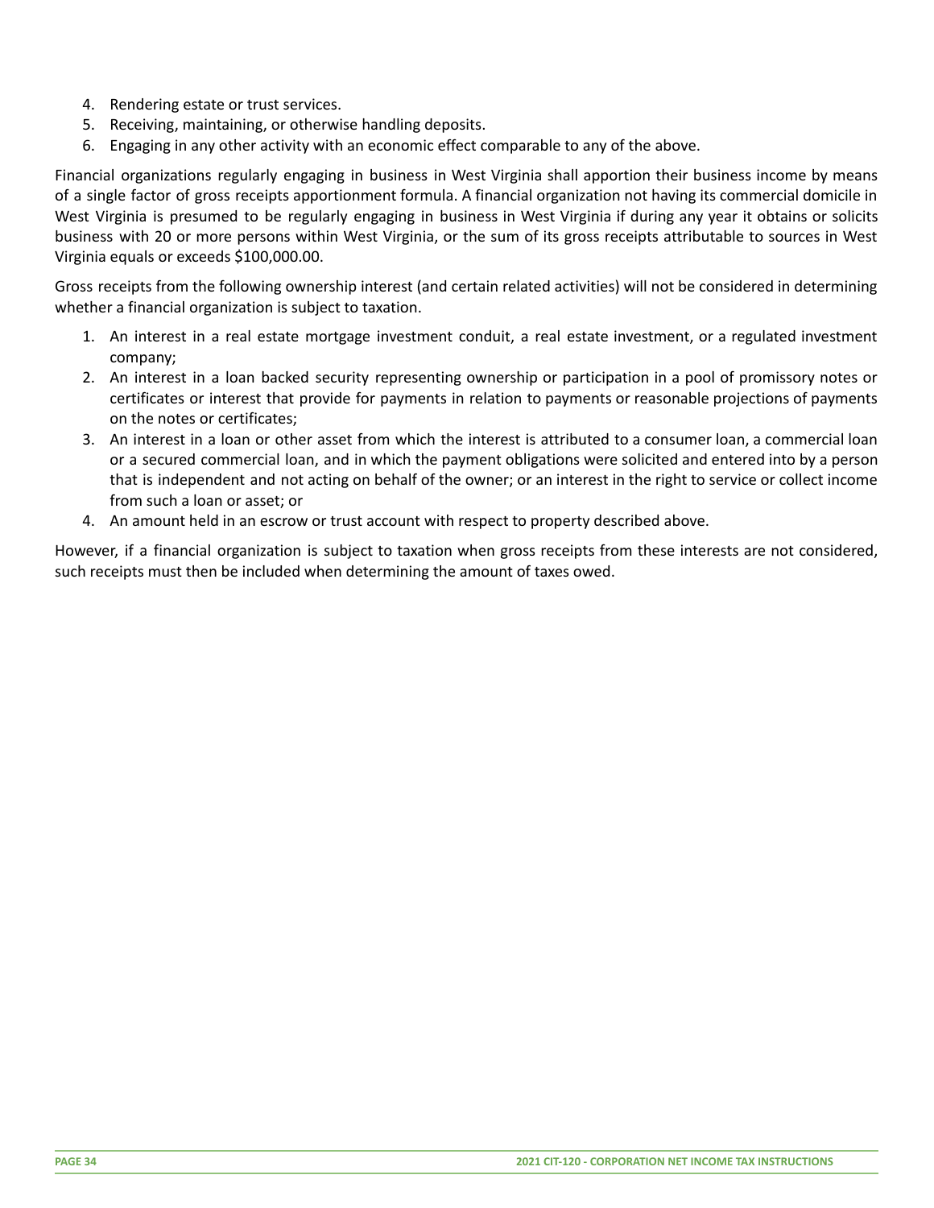4. Rendering estate or trust services.
5. Receiving, maintaining, or otherwise handling deposits.
6. Engaging in any other activity with an economic effect comparable to any of the above.

Financial organizations regularly engaging in business in West Virginia shall apportion their business income by means of a single factor of gross receipts apportionment formula. A financial organization not having its commercial domicile in West Virginia is presumed to be regularly engaging in business in West Virginia if during any year it obtains or solicits business with 20 or more persons within West Virginia, or the sum of its gross receipts attributable to sources in West Virginia equals or exceeds $100,000.00.

Gross receipts from the following ownership interest (and certain related activities) will not be considered in determining whether a financial organization is subject to taxation.

1. An interest in a real estate mortgage investment conduit, a real estate investment, or a regulated investment company;
2. An interest in a loan backed security representing ownership or participation in a pool of promissory notes or certificates or interest that provide for payments in relation to payments or reasonable projections of payments on the notes or certificates;
3. An interest in a loan or other asset from which the interest is attributed to a consumer loan, a commercial loan or a secured commercial loan, and in which the payment obligations were solicited and entered into by a person that is independent and not acting on behalf of the owner; or an interest in the right to service or collect income from such a loan or asset; or
4. An amount held in an escrow or trust account with respect to property described above.

However, if a financial organization is subject to taxation when gross receipts from these interests are not considered, such receipts must then be included when determining the amount of taxes owed.